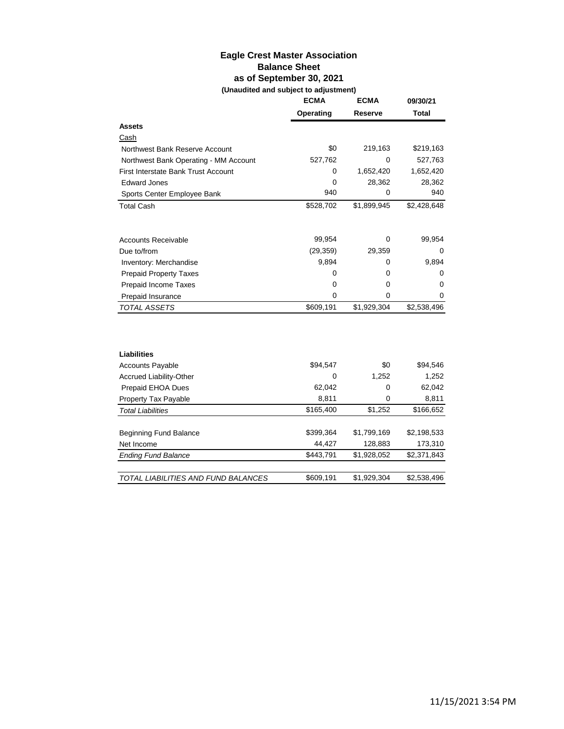# Eagle Crest Master Association

## Balance Sheet

### as of September 30, 2021

**(Unaudited and subject to adjustment)**

| | ECMA Operating | ECMA Reserve | 09/30/21 Total |
|---|---|---|---|
| **Assets** | | | |
| Cash | | | |
| Northwest Bank Reserve Account | $0 | 219,163 | $219,163 |
| Northwest Bank Operating - MM Account | 527,762 | 0 | 527,763 |
| First Interstate Bank Trust Account | 0 | 1,652,420 | 1,652,420 |
| Edward Jones | 0 | 28,362 | 28,362 |
| Sports Center Employee Bank | 940 | 0 | 940 |
| Total Cash | $528,702 | $1,899,945 | $2,428,648 |
| | | | |
| Accounts Receivable | 99,954 | 0 | 99,954 |
| Due to/from | (29,359) | 29,359 | 0 |
| Inventory: Merchandise | 9,894 | 0 | 9,894 |
| Prepaid Property Taxes | 0 | 0 | 0 |
| Prepaid Income Taxes | 0 | 0 | 0 |
| Prepaid Insurance | 0 | 0 | 0 |
| *TOTAL ASSETS* | $609,191 | $1,929,304 | $2,538,496 |
| | | | |
| **Liabilities** | | | |
| Accounts Payable | $94,547 | $0 | $94,546 |
| Accrued Liability-Other | 0 | 1,252 | 1,252 |
| Prepaid EHOA Dues | 62,042 | 0 | 62,042 |
| Property Tax Payable | 8,811 | 0 | 8,811 |
| *Total Liabilities* | $165,400 | $1,252 | $166,652 |
| | | | |
| Beginning Fund Balance | $399,364 | $1,799,169 | $2,198,533 |
| Net Income | 44,427 | 128,883 | 173,310 |
| *Ending Fund Balance* | $443,791 | $1,928,052 | $2,371,843 |
| | | | |
| *TOTAL LIABILITIES AND FUND BALANCES* | $609,191 | $1,929,304 | $2,538,496 |

11/15/2021 3:54 PM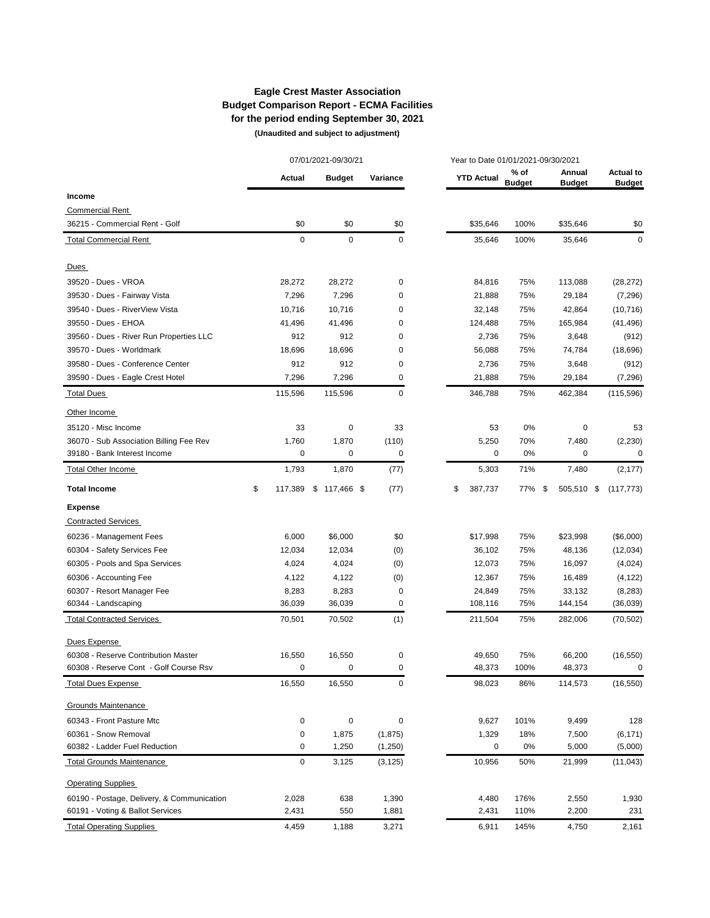**Eagle Crest Master Association**
**Budget Comparison Report - ECMA Facilities**
**for the period ending September 30, 2021**
**(Unaudited and subject to adjustment)**

| | 07/01/2021-09/30/21 | | | Year to Date 01/01/2021-09/30/2021 | | | |
|---|---|---|---|---|---|---|---|
| | **Actual** | **Budget** | **Variance** | **YTD Actual** | **% of Budget** | **Annual Budget** | **Actual to Budget** |
| **Income** | | | | | | | |
| Commercial Rent | | | | | | | |
| 36215 - Commercial Rent - Golf | $0 | $0 | $0 | $35,646 | 100% | $35,646 | $0 |
| Total Commercial Rent | 0 | 0 | 0 | 35,646 | 100% | 35,646 | 0 |
| Dues | | | | | | | |
| 39520 - Dues - VROA | 28,272 | 28,272 | 0 | 84,816 | 75% | 113,088 | (28,272) |
| 39530 - Dues - Fairway Vista | 7,296 | 7,296 | 0 | 21,888 | 75% | 29,184 | (7,296) |
| 39540 - Dues - RiverView Vista | 10,716 | 10,716 | 0 | 32,148 | 75% | 42,864 | (10,716) |
| 39550 - Dues - EHOA | 41,496 | 41,496 | 0 | 124,488 | 75% | 165,984 | (41,496) |
| 39560 - Dues - River Run Properties LLC | 912 | 912 | 0 | 2,736 | 75% | 3,648 | (912) |
| 39570 - Dues - Worldmark | 18,696 | 18,696 | 0 | 56,088 | 75% | 74,784 | (18,696) |
| 39580 - Dues - Conference Center | 912 | 912 | 0 | 2,736 | 75% | 3,648 | (912) |
| 39590 - Dues - Eagle Crest Hotel | 7,296 | 7,296 | 0 | 21,888 | 75% | 29,184 | (7,296) |
| Total Dues | 115,596 | 115,596 | 0 | 346,788 | 75% | 462,384 | (115,596) |
| Other Income | | | | | | | |
| 35120 - Misc Income | 33 | 0 | 33 | 53 | 0% | 0 | 53 |
| 36070 - Sub Association Billing Fee Rev | 1,760 | 1,870 | (110) | 5,250 | 70% | 7,480 | (2,230) |
| 39180 - Bank Interest Income | 0 | 0 | 0 | 0 | 0% | 0 | 0 |
| Total Other Income | 1,793 | 1,870 | (77) | 5,303 | 71% | 7,480 | (2,177) |
| **Total Income** | $ 117,389 | $ 117,466 | $ (77) | $ 387,737 | 77% | $ 505,510 | $ (117,773) |
| **Expense** | | | | | | | |
| Contracted Services | | | | | | | |
| 60236 - Management Fees | 6,000 | $6,000 | $0 | $17,998 | 75% | $23,998 | ($6,000) |
| 60304 - Safety Services Fee | 12,034 | 12,034 | (0) | 36,102 | 75% | 48,136 | (12,034) |
| 60305 - Pools and Spa Services | 4,024 | 4,024 | (0) | 12,073 | 75% | 16,097 | (4,024) |
| 60306 - Accounting Fee | 4,122 | 4,122 | (0) | 12,367 | 75% | 16,489 | (4,122) |
| 60307 - Resort Manager Fee | 8,283 | 8,283 | 0 | 24,849 | 75% | 33,132 | (8,283) |
| 60344 - Landscaping | 36,039 | 36,039 | 0 | 108,116 | 75% | 144,154 | (36,039) |
| Total Contracted Services | 70,501 | 70,502 | (1) | 211,504 | 75% | 282,006 | (70,502) |
| Dues Expense | | | | | | | |
| 60308 - Reserve Contribution Master | 16,550 | 16,550 | 0 | 49,650 | 75% | 66,200 | (16,550) |
| 60308 - Reserve Cont - Golf Course Rsv | 0 | 0 | 0 | 48,373 | 100% | 48,373 | 0 |
| Total Dues Expense | 16,550 | 16,550 | 0 | 98,023 | 86% | 114,573 | (16,550) |
| Grounds Maintenance | | | | | | | |
| 60343 - Front Pasture Mtc | 0 | 0 | 0 | 9,627 | 101% | 9,499 | 128 |
| 60361 - Snow Removal | 0 | 1,875 | (1,875) | 1,329 | 18% | 7,500 | (6,171) |
| 60382 - Ladder Fuel Reduction | 0 | 1,250 | (1,250) | 0 | 0% | 5,000 | (5,000) |
| Total Grounds Maintenance | 0 | 3,125 | (3,125) | 10,956 | 50% | 21,999 | (11,043) |
| Operating Supplies | | | | | | | |
| 60190 - Postage, Delivery, & Communication | 2,028 | 638 | 1,390 | 4,480 | 176% | 2,550 | 1,930 |
| 60191 - Voting & Ballot Services | 2,431 | 550 | 1,881 | 2,431 | 110% | 2,200 | 231 |
| Total Operating Supplies | 4,459 | 1,188 | 3,271 | 6,911 | 145% | 4,750 | 2,161 |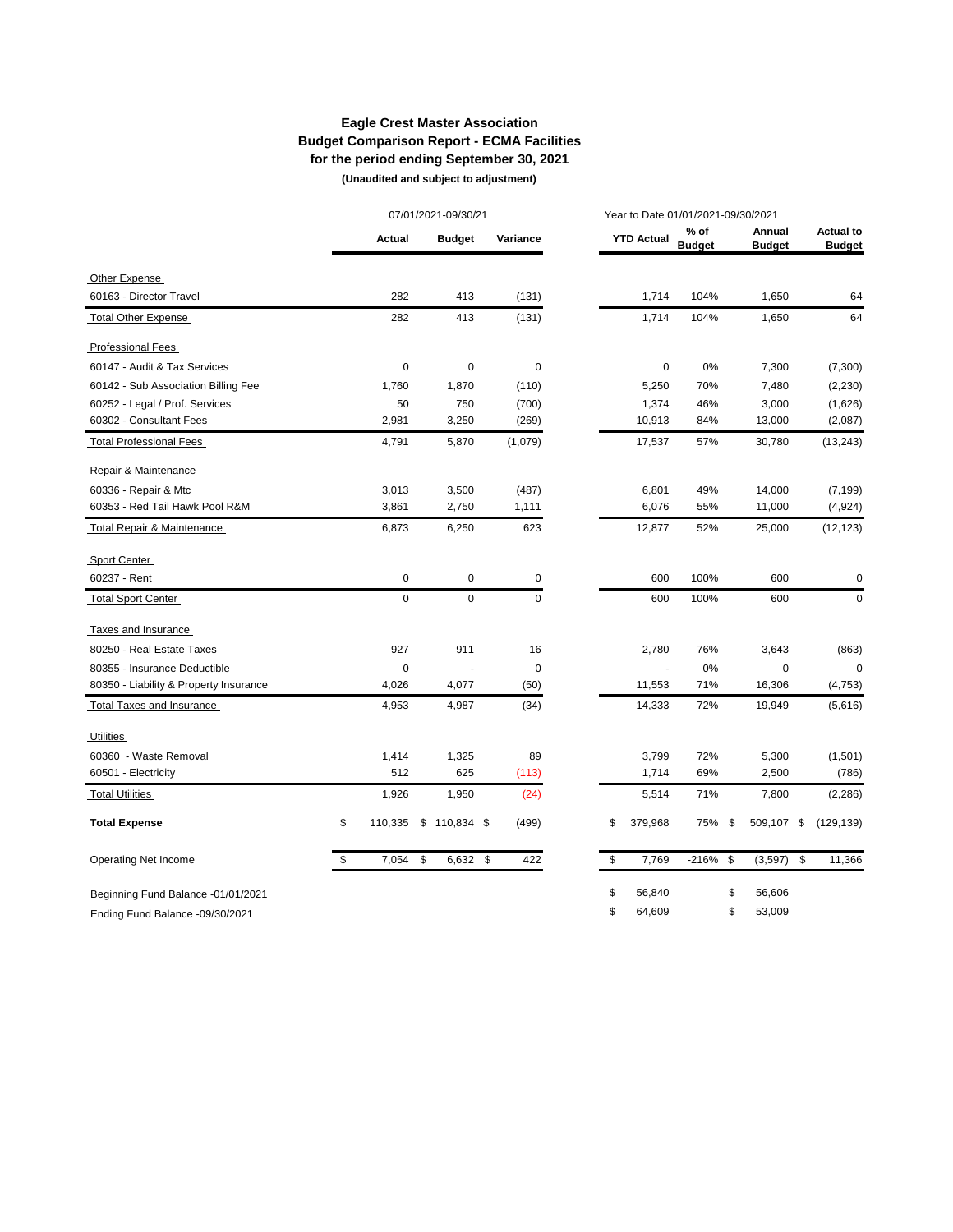## Eagle Crest Master Association
## Budget Comparison Report - ECMA Facilities
## for the period ending September 30, 2021
**(Unaudited and subject to adjustment)**

| | 07/01/2021-09/30/21 | | | Year to Date 01/01/2021-09/30/2021 | | | |
|---|---|---|---|---|---|---|---|
| | **Actual** | **Budget** | **Variance** | **YTD Actual** | **% of Budget** | **Annual Budget** | **Actual to Budget** |
| Other Expense | | | | | | | |
| 60163 - Director Travel | 282 | 413 | (131) | 1,714 | 104% | 1,650 | 64 |
| Total Other Expense | 282 | 413 | (131) | 1,714 | 104% | 1,650 | 64 |
| Professional Fees | | | | | | | |
| 60147 - Audit & Tax Services | 0 | 0 | 0 | 0 | 0% | 7,300 | (7,300) |
| 60142 - Sub Association Billing Fee | 1,760 | 1,870 | (110) | 5,250 | 70% | 7,480 | (2,230) |
| 60252 - Legal / Prof. Services | 50 | 750 | (700) | 1,374 | 46% | 3,000 | (1,626) |
| 60302 - Consultant Fees | 2,981 | 3,250 | (269) | 10,913 | 84% | 13,000 | (2,087) |
| Total Professional Fees | 4,791 | 5,870 | (1,079) | 17,537 | 57% | 30,780 | (13,243) |
| Repair & Maintenance | | | | | | | |
| 60336 - Repair & Mtc | 3,013 | 3,500 | (487) | 6,801 | 49% | 14,000 | (7,199) |
| 60353 - Red Tail Hawk Pool R&M | 3,861 | 2,750 | 1,111 | 6,076 | 55% | 11,000 | (4,924) |
| Total Repair & Maintenance | 6,873 | 6,250 | 623 | 12,877 | 52% | 25,000 | (12,123) |
| Sport Center | | | | | | | |
| 60237 - Rent | 0 | 0 | 0 | 600 | 100% | 600 | 0 |
| Total Sport Center | 0 | 0 | 0 | 600 | 100% | 600 | 0 |
| Taxes and Insurance | | | | | | | |
| 80250 - Real Estate Taxes | 927 | 911 | 16 | 2,780 | 76% | 3,643 | (863) |
| 80355 - Insurance Deductible | 0 | - | 0 | - | 0% | 0 | 0 |
| 80350 - Liability & Property Insurance | 4,026 | 4,077 | (50) | 11,553 | 71% | 16,306 | (4,753) |
| Total Taxes and Insurance | 4,953 | 4,987 | (34) | 14,333 | 72% | 19,949 | (5,616) |
| Utilities | | | | | | | |
| 60360 - Waste Removal | 1,414 | 1,325 | 89 | 3,799 | 72% | 5,300 | (1,501) |
| 60501 - Electricity | 512 | 625 | (113) | 1,714 | 69% | 2,500 | (786) |
| Total Utilities | 1,926 | 1,950 | (24) | 5,514 | 71% | 7,800 | (2,286) |
| **Total Expense** | $ 110,335 | $ 110,834 | $ (499) | $ 379,968 | 75% | $ 509,107 | $ (129,139) |
| Operating Net Income | $ 7,054 | $ 6,632 | $ 422 | $ 7,769 | -216% | $ (3,597) | $ 11,366 |
| Beginning Fund Balance -01/01/2021 | | | | $ 56,840 | | $ 56,606 | |
| Ending Fund Balance -09/30/2021 | | | | $ 64,609 | | $ 53,009 | |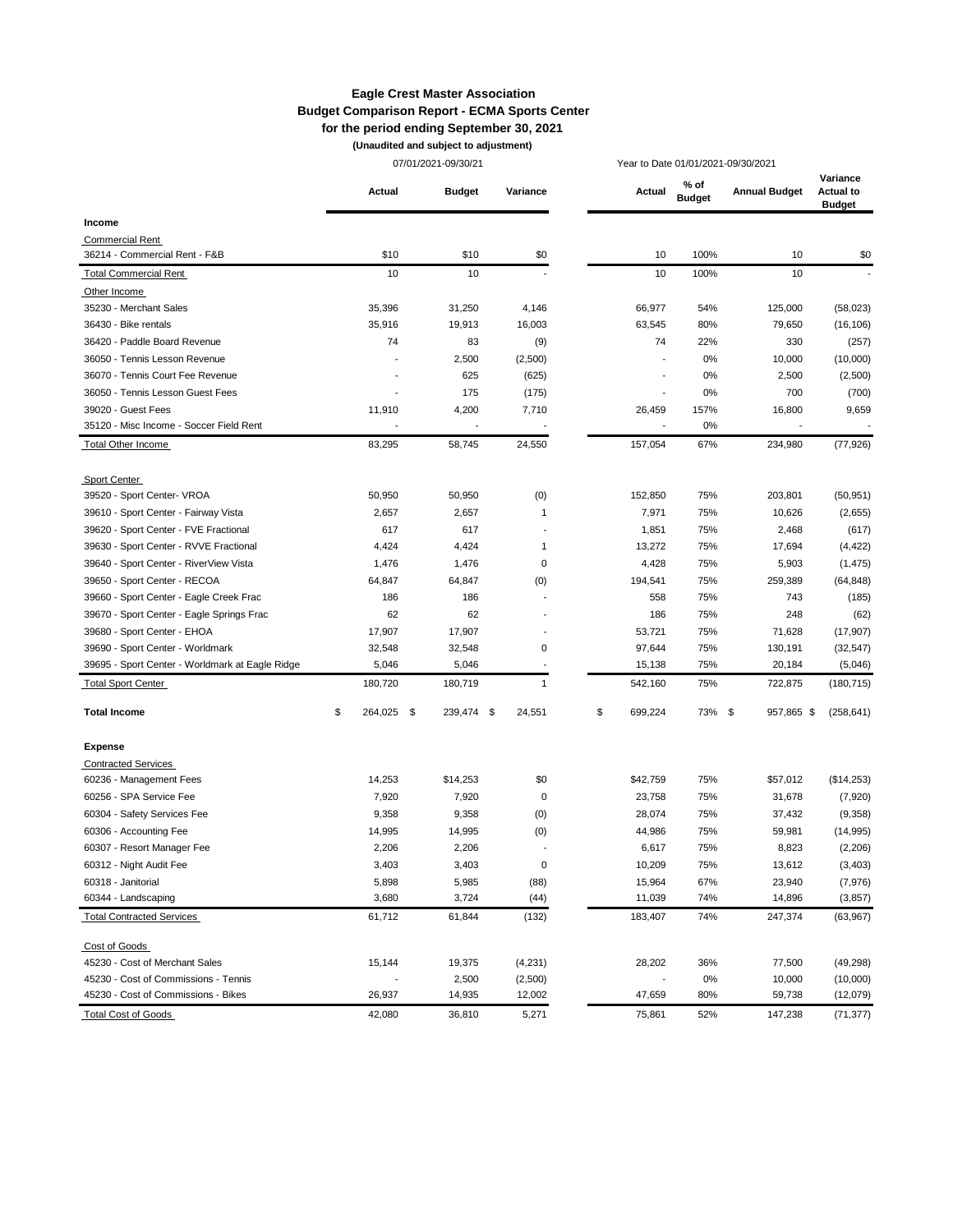# Eagle Crest Master Association
## Budget Comparison Report - ECMA Sports Center
### for the period ending September 30, 2021
**(Unaudited and subject to adjustment)**

| | 07/01/2021-09/30/21 | | | Year to Date 01/01/2021-09/30/2021 | | | |
|---|---|---|---|---|---|---|---|
| | **Actual** | **Budget** | **Variance** | **Actual** | **% of Budget** | **Annual Budget** | **Variance Actual to Budget** |
| **Income** | | | | | | | |
| Commercial Rent | | | | | | | |
| 36214 - Commercial Rent - F&B | $10 | $10 | $0 | 10 | 100% | 10 | $0 |
| Total Commercial Rent | 10 | 10 | - | 10 | 100% | 10 | - |
| Other Income | | | | | | | |
| 35230 - Merchant Sales | 35,396 | 31,250 | 4,146 | 66,977 | 54% | 125,000 | (58,023) |
| 36430 - Bike rentals | 35,916 | 19,913 | 16,003 | 63,545 | 80% | 79,650 | (16,106) |
| 36420 - Paddle Board Revenue | 74 | 83 | (9) | 74 | 22% | 330 | (257) |
| 36050 - Tennis Lesson Revenue | - | 2,500 | (2,500) | - | 0% | 10,000 | (10,000) |
| 36070 - Tennis Court Fee Revenue | - | 625 | (625) | - | 0% | 2,500 | (2,500) |
| 36050 - Tennis Lesson Guest Fees | - | 175 | (175) | - | 0% | 700 | (700) |
| 39020 - Guest Fees | 11,910 | 4,200 | 7,710 | 26,459 | 157% | 16,800 | 9,659 |
| 35120 - Misc Income - Soccer Field Rent | - | - | - | - | 0% | - | - |
| Total Other Income | 83,295 | 58,745 | 24,550 | 157,054 | 67% | 234,980 | (77,926) |
| Sport Center | | | | | | | |
| 39520 - Sport Center- VROA | 50,950 | 50,950 | (0) | 152,850 | 75% | 203,801 | (50,951) |
| 39610 - Sport Center - Fairway Vista | 2,657 | 2,657 | 1 | 7,971 | 75% | 10,626 | (2,655) |
| 39620 - Sport Center - FVE Fractional | 617 | 617 | - | 1,851 | 75% | 2,468 | (617) |
| 39630 - Sport Center - RVVE Fractional | 4,424 | 4,424 | 1 | 13,272 | 75% | 17,694 | (4,422) |
| 39640 - Sport Center - RiverView Vista | 1,476 | 1,476 | 0 | 4,428 | 75% | 5,903 | (1,475) |
| 39650 - Sport Center - RECOA | 64,847 | 64,847 | (0) | 194,541 | 75% | 259,389 | (64,848) |
| 39660 - Sport Center - Eagle Creek Frac | 186 | 186 | - | 558 | 75% | 743 | (185) |
| 39670 - Sport Center - Eagle Springs Frac | 62 | 62 | - | 186 | 75% | 248 | (62) |
| 39680 - Sport Center - EHOA | 17,907 | 17,907 | - | 53,721 | 75% | 71,628 | (17,907) |
| 39690 - Sport Center - Worldmark | 32,548 | 32,548 | 0 | 97,644 | 75% | 130,191 | (32,547) |
| 39695 - Sport Center - Worldmark at Eagle Ridge | 5,046 | 5,046 | - | 15,138 | 75% | 20,184 | (5,046) |
| Total Sport Center | 180,720 | 180,719 | 1 | 542,160 | 75% | 722,875 | (180,715) |
| **Total Income** | $ 264,025 | $ 239,474 | $ 24,551 | $ 699,224 | 73% | $ 957,865 | $ (258,641) |
| **Expense** | | | | | | | |
| Contracted Services | | | | | | | |
| 60236 - Management Fees | 14,253 | $14,253 | $0 | $42,759 | 75% | $57,012 | ($14,253) |
| 60256 - SPA Service Fee | 7,920 | 7,920 | 0 | 23,758 | 75% | 31,678 | (7,920) |
| 60304 - Safety Services Fee | 9,358 | 9,358 | (0) | 28,074 | 75% | 37,432 | (9,358) |
| 60306 - Accounting Fee | 14,995 | 14,995 | (0) | 44,986 | 75% | 59,981 | (14,995) |
| 60307 - Resort Manager Fee | 2,206 | 2,206 | - | 6,617 | 75% | 8,823 | (2,206) |
| 60312 - Night Audit Fee | 3,403 | 3,403 | 0 | 10,209 | 75% | 13,612 | (3,403) |
| 60318 - Janitorial | 5,898 | 5,985 | (88) | 15,964 | 67% | 23,940 | (7,976) |
| 60344 - Landscaping | 3,680 | 3,724 | (44) | 11,039 | 74% | 14,896 | (3,857) |
| Total Contracted Services | 61,712 | 61,844 | (132) | 183,407 | 74% | 247,374 | (63,967) |
| Cost of Goods | | | | | | | |
| 45230 - Cost of Merchant Sales | 15,144 | 19,375 | (4,231) | 28,202 | 36% | 77,500 | (49,298) |
| 45230 - Cost of Commissions - Tennis | - | 2,500 | (2,500) | - | 0% | 10,000 | (10,000) |
| 45230 - Cost of Commissions - Bikes | 26,937 | 14,935 | 12,002 | 47,659 | 80% | 59,738 | (12,079) |
| Total Cost of Goods | 42,080 | 36,810 | 5,271 | 75,861 | 52% | 147,238 | (71,377) |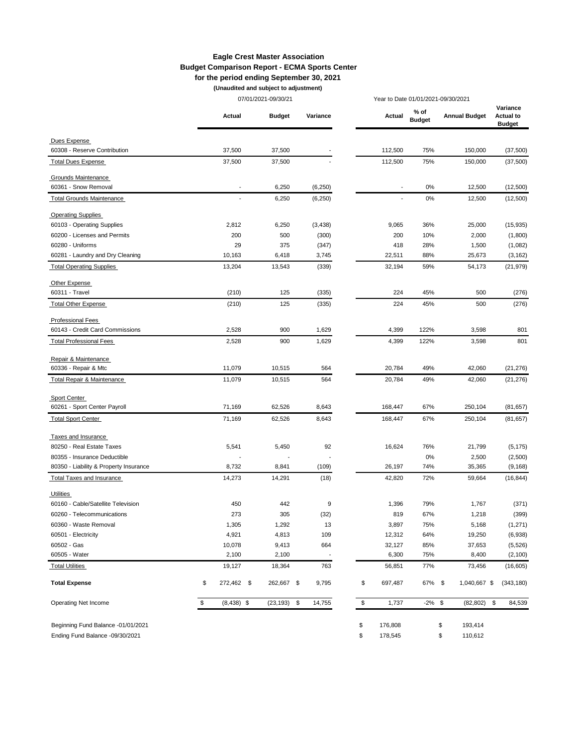# Eagle Crest Master Association

## Budget Comparison Report - ECMA Sports Center

### for the period ending September 30, 2021

**(Unaudited and subject to adjustment)**

| | 07/01/2021-09/30/21 | | | Year to Date 01/01/2021-09/30/2021 | | | |
|---|---|---|---|---|---|---|---|
| | **Actual** | **Budget** | **Variance** | **Actual** | **% of Budget** | **Annual Budget** | **Variance Actual to Budget** |
| Dues Expense | | | | | | | |
| 60308 - Reserve Contribution | 37,500 | 37,500 | - | 112,500 | 75% | 150,000 | (37,500) |
| Total Dues Expense | 37,500 | 37,500 | - | 112,500 | 75% | 150,000 | (37,500) |
| Grounds Maintenance | | | | | | | |
| 60361 - Snow Removal | - | 6,250 | (6,250) | - | 0% | 12,500 | (12,500) |
| Total Grounds Maintenance | - | 6,250 | (6,250) | - | 0% | 12,500 | (12,500) |
| Operating Supplies | | | | | | | |
| 60103 - Operating Supplies | 2,812 | 6,250 | (3,438) | 9,065 | 36% | 25,000 | (15,935) |
| 60200 - Licenses and Permits | 200 | 500 | (300) | 200 | 10% | 2,000 | (1,800) |
| 60280 - Uniforms | 29 | 375 | (347) | 418 | 28% | 1,500 | (1,082) |
| 60281 - Laundry and Dry Cleaning | 10,163 | 6,418 | 3,745 | 22,511 | 88% | 25,673 | (3,162) |
| Total Operating Supplies | 13,204 | 13,543 | (339) | 32,194 | 59% | 54,173 | (21,979) |
| Other Expense | | | | | | | |
| 60311 - Travel | (210) | 125 | (335) | 224 | 45% | 500 | (276) |
| Total Other Expense | (210) | 125 | (335) | 224 | 45% | 500 | (276) |
| Professional Fees | | | | | | | |
| 60143 - Credit Card Commissions | 2,528 | 900 | 1,629 | 4,399 | 122% | 3,598 | 801 |
| Total Professional Fees | 2,528 | 900 | 1,629 | 4,399 | 122% | 3,598 | 801 |
| Repair & Maintenance | | | | | | | |
| 60336 - Repair & Mtc | 11,079 | 10,515 | 564 | 20,784 | 49% | 42,060 | (21,276) |
| Total Repair & Maintenance | 11,079 | 10,515 | 564 | 20,784 | 49% | 42,060 | (21,276) |
| Sport Center | | | | | | | |
| 60261 - Sport Center Payroll | 71,169 | 62,526 | 8,643 | 168,447 | 67% | 250,104 | (81,657) |
| Total Sport Center | 71,169 | 62,526 | 8,643 | 168,447 | 67% | 250,104 | (81,657) |
| Taxes and Insurance | | | | | | | |
| 80250 - Real Estate Taxes | 5,541 | 5,450 | 92 | 16,624 | 76% | 21,799 | (5,175) |
| 80355 - Insurance Deductible | - | - | - | | 0% | 2,500 | (2,500) |
| 80350 - Liability & Property Insurance | 8,732 | 8,841 | (109) | 26,197 | 74% | 35,365 | (9,168) |
| Total Taxes and Insurance | 14,273 | 14,291 | (18) | 42,820 | 72% | 59,664 | (16,844) |
| Utilities | | | | | | | |
| 60160 - Cable/Satellite Television | 450 | 442 | 9 | 1,396 | 79% | 1,767 | (371) |
| 60260 - Telecommunications | 273 | 305 | (32) | 819 | 67% | 1,218 | (399) |
| 60360 - Waste Removal | 1,305 | 1,292 | 13 | 3,897 | 75% | 5,168 | (1,271) |
| 60501 - Electricity | 4,921 | 4,813 | 109 | 12,312 | 64% | 19,250 | (6,938) |
| 60502 - Gas | 10,078 | 9,413 | 664 | 32,127 | 85% | 37,653 | (5,526) |
| 60505 - Water | 2,100 | 2,100 | - | 6,300 | 75% | 8,400 | (2,100) |
| Total Utilities | 19,127 | 18,364 | 763 | 56,851 | 77% | 73,456 | (16,605) |
| **Total Expense** | $ 272,462 | $ 262,667 | $ 9,795 | $ 697,487 | 67% | $ 1,040,667 | $ (343,180) |
| Operating Net Income | $ (8,438) | $ (23,193) | $ 14,755 | $ 1,737 | -2% | $ (82,802) | $ 84,539 |
| Beginning Fund Balance -01/01/2021 | | | | $ 176,808 | | $ 193,414 | |
| Ending Fund Balance -09/30/2021 | | | | $ 178,545 | | $ 110,612 | |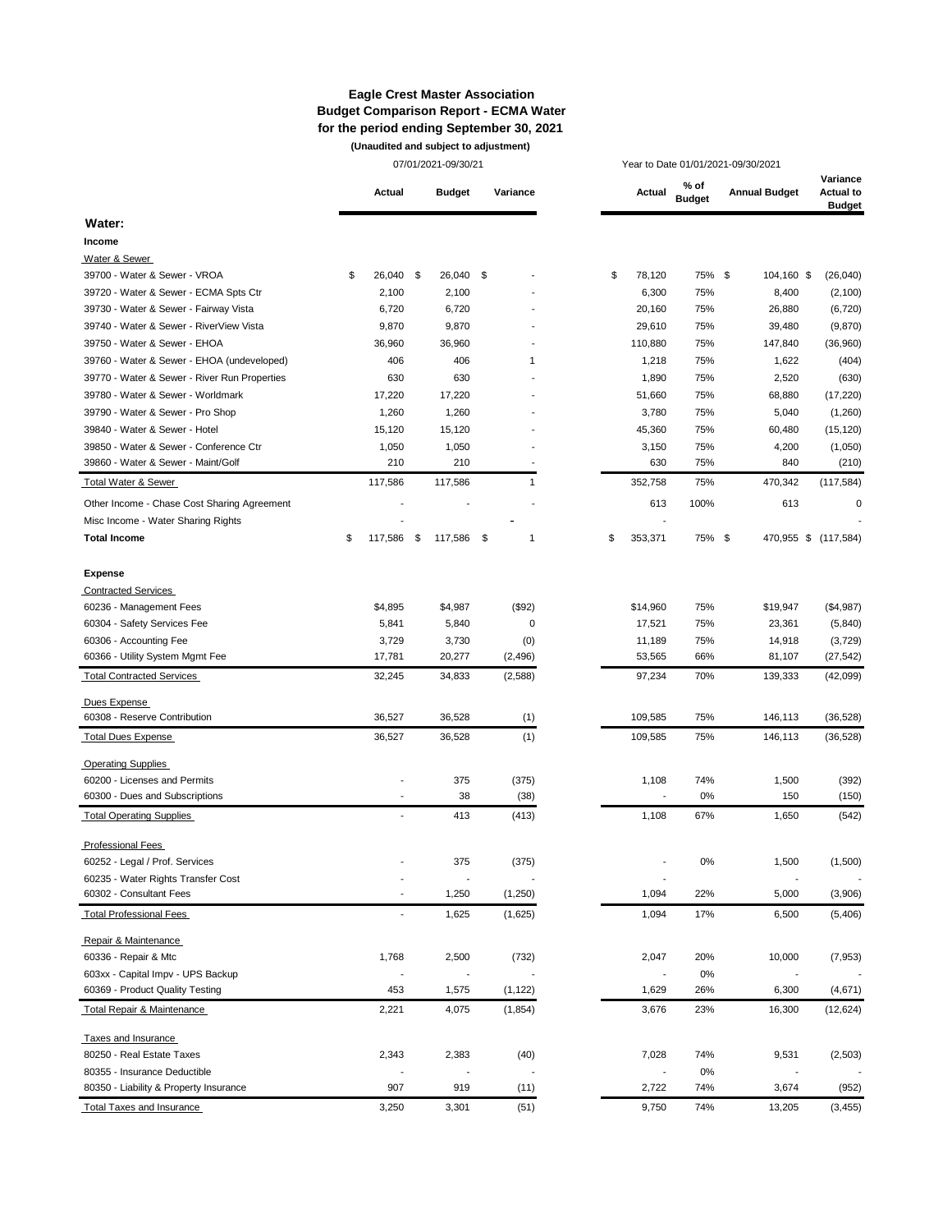**Eagle Crest Master Association**
**Budget Comparison Report - ECMA Water**
**for the period ending September 30, 2021**
**(Unaudited and subject to adjustment)**

| | 07/01/2021-09/30/21 | | | Year to Date 01/01/2021-09/30/2021 | | | |
|---|---|---|---|---|---|---|---|
| | **Actual** | **Budget** | **Variance** | **Actual** | **% of Budget** | **Annual Budget** | **Variance Actual to Budget** |
| **Water:** | | | | | | | |
| **Income** | | | | | | | |
| Water & Sewer | | | | | | | |
| 39700 - Water & Sewer - VROA | $ 26,040 | $ 26,040 | $ - | $ 78,120 | 75% | $ 104,160 | $ (26,040) |
| 39720 - Water & Sewer - ECMA Spts Ctr | 2,100 | 2,100 | - | 6,300 | 75% | 8,400 | (2,100) |
| 39730 - Water & Sewer - Fairway Vista | 6,720 | 6,720 | - | 20,160 | 75% | 26,880 | (6,720) |
| 39740 - Water & Sewer - RiverView Vista | 9,870 | 9,870 | - | 29,610 | 75% | 39,480 | (9,870) |
| 39750 - Water & Sewer - EHOA | 36,960 | 36,960 | - | 110,880 | 75% | 147,840 | (36,960) |
| 39760 - Water & Sewer - EHOA (undeveloped) | 406 | 406 | 1 | 1,218 | 75% | 1,622 | (404) |
| 39770 - Water & Sewer - River Run Properties | 630 | 630 | - | 1,890 | 75% | 2,520 | (630) |
| 39780 - Water & Sewer - Worldmark | 17,220 | 17,220 | - | 51,660 | 75% | 68,880 | (17,220) |
| 39790 - Water & Sewer - Pro Shop | 1,260 | 1,260 | - | 3,780 | 75% | 5,040 | (1,260) |
| 39840 - Water & Sewer - Hotel | 15,120 | 15,120 | - | 45,360 | 75% | 60,480 | (15,120) |
| 39850 - Water & Sewer - Conference Ctr | 1,050 | 1,050 | - | 3,150 | 75% | 4,200 | (1,050) |
| 39860 - Water & Sewer - Maint/Golf | 210 | 210 | - | 630 | 75% | 840 | (210) |
| Total Water & Sewer | 117,586 | 117,586 | 1 | 352,758 | 75% | 470,342 | (117,584) |
| Other Income - Chase Cost Sharing Agreement | - | - | - | 613 | 100% | 613 | 0 |
| Misc Income - Water Sharing Rights | - | | - | - | | | - |
| **Total Income** | $ 117,586 | $ 117,586 | $ 1 | $ 353,371 | 75% | $ 470,955 | $ (117,584) |
| **Expense** | | | | | | | |
| Contracted Services | | | | | | | |
| 60236 - Management Fees | $4,895 | $4,987 | ($92) | $14,960 | 75% | $19,947 | ($4,987) |
| 60304 - Safety Services Fee | 5,841 | 5,840 | 0 | 17,521 | 75% | 23,361 | (5,840) |
| 60306 - Accounting Fee | 3,729 | 3,730 | (0) | 11,189 | 75% | 14,918 | (3,729) |
| 60366 - Utility System Mgmt Fee | 17,781 | 20,277 | (2,496) | 53,565 | 66% | 81,107 | (27,542) |
| Total Contracted Services | 32,245 | 34,833 | (2,588) | 97,234 | 70% | 139,333 | (42,099) |
| Dues Expense | | | | | | | |
| 60308 - Reserve Contribution | 36,527 | 36,528 | (1) | 109,585 | 75% | 146,113 | (36,528) |
| Total Dues Expense | 36,527 | 36,528 | (1) | 109,585 | 75% | 146,113 | (36,528) |
| Operating Supplies | | | | | | | |
| 60200 - Licenses and Permits | - | 375 | (375) | 1,108 | 74% | 1,500 | (392) |
| 60300 - Dues and Subscriptions | - | 38 | (38) | - | 0% | 150 | (150) |
| Total Operating Supplies | - | 413 | (413) | 1,108 | 67% | 1,650 | (542) |
| Professional Fees | | | | | | | |
| 60252 - Legal / Prof. Services | - | 375 | (375) | - | 0% | 1,500 | (1,500) |
| 60235 - Water Rights Transfer Cost | - | - | - | - | | - | - |
| 60302 - Consultant Fees | - | 1,250 | (1,250) | 1,094 | 22% | 5,000 | (3,906) |
| Total Professional Fees | - | 1,625 | (1,625) | 1,094 | 17% | 6,500 | (5,406) |
| Repair & Maintenance | | | | | | | |
| 60336 - Repair & Mtc | 1,768 | 2,500 | (732) | 2,047 | 20% | 10,000 | (7,953) |
| 603xx - Capital Impv - UPS Backup | - | - | - | - | 0% | - | - |
| 60369 - Product Quality Testing | 453 | 1,575 | (1,122) | 1,629 | 26% | 6,300 | (4,671) |
| Total Repair & Maintenance | 2,221 | 4,075 | (1,854) | 3,676 | 23% | 16,300 | (12,624) |
| Taxes and Insurance | | | | | | | |
| 80250 - Real Estate Taxes | 2,343 | 2,383 | (40) | 7,028 | 74% | 9,531 | (2,503) |
| 80355 - Insurance Deductible | - | - | - | - | 0% | - | - |
| 80350 - Liability & Property Insurance | 907 | 919 | (11) | 2,722 | 74% | 3,674 | (952) |
| Total Taxes and Insurance | 3,250 | 3,301 | (51) | 9,750 | 74% | 13,205 | (3,455) |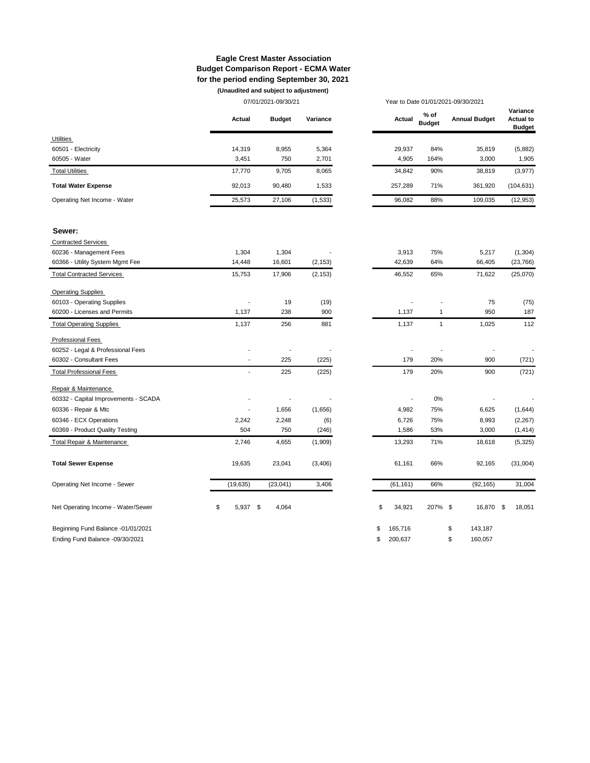**Eagle Crest Master Association**
**Budget Comparison Report - ECMA Water**
**for the period ending September 30, 2021**
**(Unaudited and subject to adjustment)**

| | 07/01/2021-09/30/21 | | | Year to Date 01/01/2021-09/30/2021 | | | |
|---|---|---|---|---|---|---|---|
| | **Actual** | **Budget** | **Variance** | **Actual** | **% of Budget** | **Annual Budget** | **Variance Actual to Budget** |
| Utilities | | | | | | | |
| 60501 - Electricity | 14,319 | 8,955 | 5,364 | 29,937 | 84% | 35,819 | (5,882) |
| 60505 - Water | 3,451 | 750 | 2,701 | 4,905 | 164% | 3,000 | 1,905 |
| Total Utilities | 17,770 | 9,705 | 8,065 | 34,842 | 90% | 38,819 | (3,977) |
| **Total Water Expense** | 92,013 | 90,480 | 1,533 | 257,289 | 71% | 361,920 | (104,631) |
| Operating Net Income - Water | 25,573 | 27,106 | (1,533) | 96,082 | 88% | 109,035 | (12,953) |
| **Sewer:** | | | | | | | |
| Contracted Services | | | | | | | |
| 60236 - Management Fees | 1,304 | 1,304 | - | 3,913 | 75% | 5,217 | (1,304) |
| 60366 - Utility System Mgmt Fee | 14,448 | 16,601 | (2,153) | 42,639 | 64% | 66,405 | (23,766) |
| Total Contracted Services | 15,753 | 17,906 | (2,153) | 46,552 | 65% | 71,622 | (25,070) |
| Operating Supplies | | | | | | | |
| 60103 - Operating Supplies | - | 19 | (19) | - | - | 75 | (75) |
| 60200 - Licenses and Permits | 1,137 | 238 | 900 | 1,137 | 1 | 950 | 187 |
| Total Operating Supplies | 1,137 | 256 | 881 | 1,137 | 1 | 1,025 | 112 |
| Professional Fees | | | | | | | |
| 60252 - Legal & Professional Fees | - | - | - | - | - | - | - |
| 60302 - Consultant Fees | - | 225 | (225) | 179 | 20% | 900 | (721) |
| Total Professional Fees | - | 225 | (225) | 179 | 20% | 900 | (721) |
| Repair & Maintenance | | | | | | | |
| 60332 - Capital Improvements - SCADA | - | - | - | - | 0% | - | - |
| 60336 - Repair & Mtc | - | 1,656 | (1,656) | 4,982 | 75% | 6,625 | (1,644) |
| 60346 - ECX Operations | 2,242 | 2,248 | (6) | 6,726 | 75% | 8,993 | (2,267) |
| 60369 - Product Quality Testing | 504 | 750 | (246) | 1,586 | 53% | 3,000 | (1,414) |
| Total Repair & Maintenance | 2,746 | 4,655 | (1,909) | 13,293 | 71% | 18,618 | (5,325) |
| **Total Sewer Expense** | 19,635 | 23,041 | (3,406) | 61,161 | 66% | 92,165 | (31,004) |
| Operating Net Income - Sewer | (19,635) | (23,041) | 3,406 | (61,161) | 66% | (92,165) | 31,004 |
| Net Operating Income - Water/Sewer | $ 5,937 | $ 4,064 | | $ 34,921 | 207% | $ 16,870 | $ 18,051 |
| Beginning Fund Balance -01/01/2021 | | | | $ 165,716 | | $ 143,187 | |
| Ending Fund Balance -09/30/2021 | | | | $ 200,637 | | $ 160,057 | |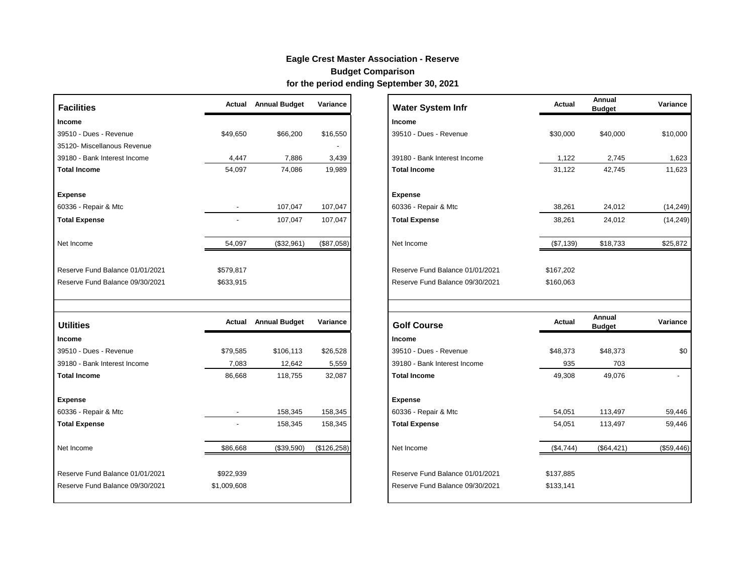# Eagle Crest Master Association - Reserve

## Budget Comparison

### for the period ending September 30, 2021

| Facilities | Actual | Annual Budget | Variance |
|---|---|---|---|
| **Income** | | | |
| 39510 - Dues - Revenue | $49,650 | $66,200 | $16,550 |
| 35120- Miscellanous Revenue | | | - |
| 39180 - Bank Interest Income | 4,447 | 7,886 | 3,439 |
| **Total Income** | 54,097 | 74,086 | 19,989 |
| **Expense** | | | |
| 60336 - Repair & Mtc | - | 107,047 | 107,047 |
| **Total Expense** | - | 107,047 | 107,047 |
| Net Income | 54,097 | ($32,961) | ($87,058) |
| Reserve Fund Balance 01/01/2021 | $579,817 | | |
| Reserve Fund Balance 09/30/2021 | $633,915 | | |

| Water System Infr | Actual | Annual Budget | Variance |
|---|---|---|---|
| **Income** | | | |
| 39510 - Dues - Revenue | $30,000 | $40,000 | $10,000 |
| 39180 - Bank Interest Income | 1,122 | 2,745 | 1,623 |
| **Total Income** | 31,122 | 42,745 | 11,623 |
| **Expense** | | | |
| 60336 - Repair & Mtc | 38,261 | 24,012 | (14,249) |
| **Total Expense** | 38,261 | 24,012 | (14,249) |
| Net Income | ($7,139) | $18,733 | $25,872 |
| Reserve Fund Balance 01/01/2021 | $167,202 | | |
| Reserve Fund Balance 09/30/2021 | $160,063 | | |

| Utilities | Actual | Annual Budget | Variance |
|---|---|---|---|
| **Income** | | | |
| 39510 - Dues - Revenue | $79,585 | $106,113 | $26,528 |
| 39180 - Bank Interest Income | 7,083 | 12,642 | 5,559 |
| **Total Income** | 86,668 | 118,755 | 32,087 |
| **Expense** | | | |
| 60336 - Repair & Mtc | - | 158,345 | 158,345 |
| **Total Expense** | - | 158,345 | 158,345 |
| Net Income | $86,668 | ($39,590) | ($126,258) |
| Reserve Fund Balance 01/01/2021 | $922,939 | | |
| Reserve Fund Balance 09/30/2021 | $1,009,608 | | |

| Golf Course | Actual | Annual Budget | Variance |
|---|---|---|---|
| **Income** | | | |
| 39510 - Dues - Revenue | $48,373 | $48,373 | $0 |
| 39180 - Bank Interest Income | 935 | 703 | |
| **Total Income** | 49,308 | 49,076 | - |
| **Expense** | | | |
| 60336 - Repair & Mtc | 54,051 | 113,497 | 59,446 |
| **Total Expense** | 54,051 | 113,497 | 59,446 |
| Net Income | ($4,744) | ($64,421) | ($59,446) |
| Reserve Fund Balance 01/01/2021 | $137,885 | | |
| Reserve Fund Balance 09/30/2021 | $133,141 | | |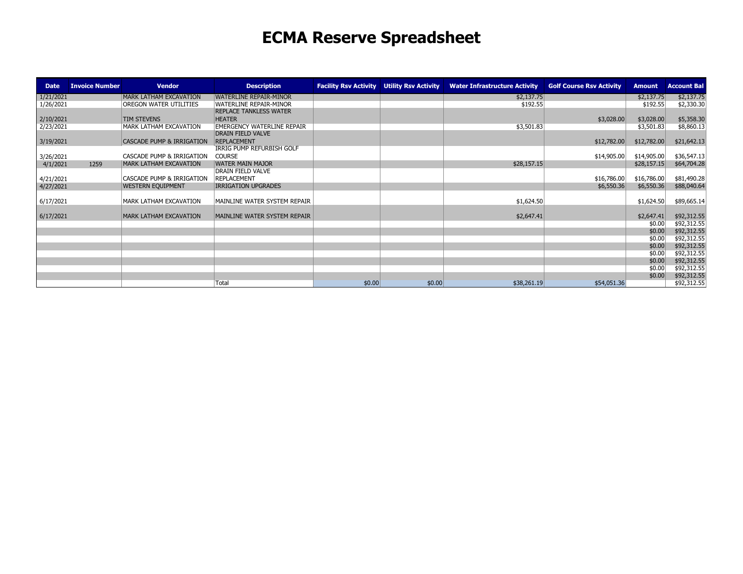# ECMA Reserve Spreadsheet

| Date | Invoice Number | Vendor | Description | Facility Rsv Activity | Utility Rsv Activity | Water Infrastructure Activity | Golf Course Rsv Activity | Amount | Account Bal |
|---|---|---|---|---|---|---|---|---|---|
| 1/21/2021 | | MARK LATHAM EXCAVATION | WATERLINE REPAIR-MINOR | | | $2,137.75 | | $2,137.75 | $2,137.75 |
| 1/26/2021 | | OREGON WATER UTILITIES | WATERLINE REPAIR-MINOR | | | $192.55 | | $192.55 | $2,330.30 |
| 2/10/2021 | | TIM STEVENS | REPLACE TANKLESS WATER HEATER | | | | $3,028.00 | $3,028.00 | $5,358.30 |
| 2/23/2021 | | MARK LATHAM EXCAVATION | EMERGENCY WATERLINE REPAIR | | | $3,501.83 | | $3,501.83 | $8,860.13 |
| 3/19/2021 | | CASCADE PUMP & IRRIGATION | DRAIN FIELD VALVE REPLACEMENT | | | | $12,782.00 | $12,782.00 | $21,642.13 |
| 3/26/2021 | | CASCADE PUMP & IRRIGATION | IRRIG PUMP REFURBISH GOLF COURSE | | | | $14,905.00 | $14,905.00 | $36,547.13 |
| 4/1/2021 | 1259 | MARK LATHAM EXCAVATION | WATER MAIN MAJOR | | | $28,157.15 | | $28,157.15 | $64,704.28 |
| 4/21/2021 | | CASCADE PUMP & IRRIGATION | DRAIN FIELD VALVE REPLACEMENT | | | | $16,786.00 | $16,786.00 | $81,490.28 |
| 4/27/2021 | | WESTERN EQUIPMENT | IRRIGATION UPGRADES | | | | $6,550.36 | $6,550.36 | $88,040.64 |
| 6/17/2021 | | MARK LATHAM EXCAVATION | MAINLINE WATER SYSTEM REPAIR | | | $1,624.50 | | $1,624.50 | $89,665.14 |
| 6/17/2021 | | MARK LATHAM EXCAVATION | MAINLINE WATER SYSTEM REPAIR | | | $2,647.41 | | $2,647.41 | $92,312.55 |
| | | | | | | | | $0.00 | $92,312.55 |
| | | | | | | | | $0.00 | $92,312.55 |
| | | | | | | | | $0.00 | $92,312.55 |
| | | | | | | | | $0.00 | $92,312.55 |
| | | | | | | | | $0.00 | $92,312.55 |
| | | | | | | | | $0.00 | $92,312.55 |
| | | | | | | | | $0.00 | $92,312.55 |
| | | | | | | | | $0.00 | $92,312.55 |
| | | | Total | $0.00 | $0.00 | $38,261.19 | $54,051.36 | | $92,312.55 |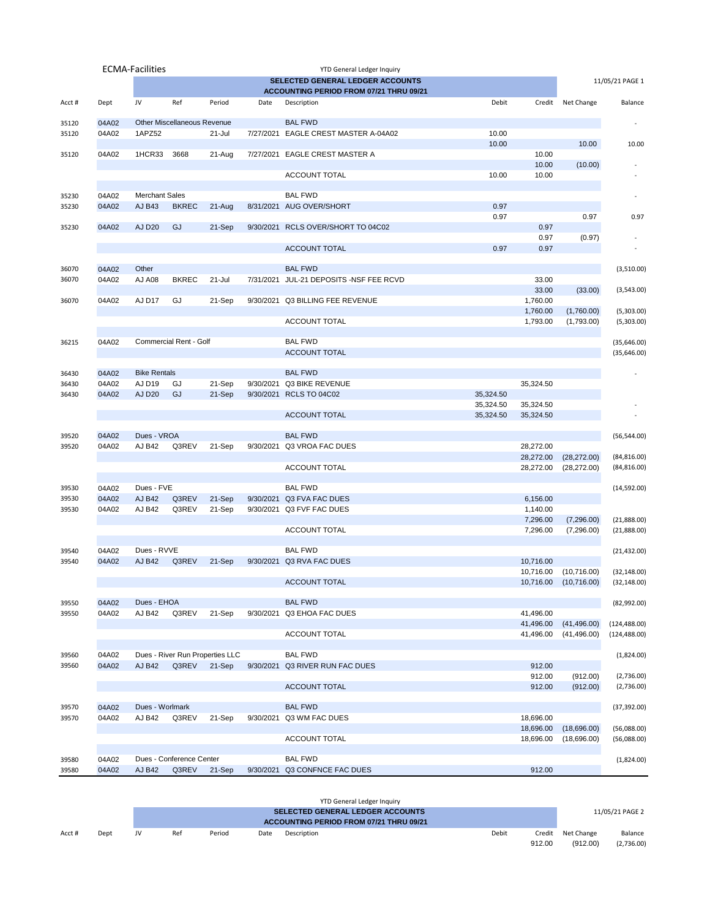ECMA-Facilities

YTD General Ledger Inquiry

**SELECTED GENERAL LEDGER ACCOUNTS**
**ACCOUNTING PERIOD FROM 07/21 THRU 09/21**

11/05/21 PAGE 1

| Acct # | Dept | JV | Ref | Period | Date | Description | Debit | Credit | Net Change | Balance |
|---|---|---|---|---|---|---|---|---|---|---|
| 35120 | 04A02 | Other Miscellaneous Revenue | | | | BAL FWD | | | | - |
| 35120 | 04A02 | 1APZ52 | | 21-Jul | 7/27/2021 | EAGLE CREST MASTER A-04A02 | 10.00 | | | |
| | | | | | | | 10.00 | | 10.00 | 10.00 |
| 35120 | 04A02 | 1HCR33 | 3668 | 21-Aug | 7/27/2021 | EAGLE CREST MASTER A | | 10.00 | | |
| | | | | | | | | 10.00 | (10.00) | - |
| | | | | | | ACCOUNT TOTAL | 10.00 | 10.00 | | - |
| 35230 | 04A02 | Merchant Sales | | | | BAL FWD | | | | - |
| 35230 | 04A02 | AJ B43 | BKREC | 21-Aug | 8/31/2021 | AUG OVER/SHORT | 0.97 | | | |
| | | | | | | | 0.97 | | 0.97 | 0.97 |
| 35230 | 04A02 | AJ D20 | GJ | 21-Sep | 9/30/2021 | RCLS OVER/SHORT TO 04C02 | | 0.97 | | |
| | | | | | | | | 0.97 | (0.97) | - |
| | | | | | | ACCOUNT TOTAL | 0.97 | 0.97 | | - |
| 36070 | 04A02 | Other | | | | BAL FWD | | | | (3,510.00) |
| 36070 | 04A02 | AJ A08 | BKREC | 21-Jul | 7/31/2021 | JUL-21 DEPOSITS -NSF FEE RCVD | | 33.00 | | |
| | | | | | | | | 33.00 | (33.00) | (3,543.00) |
| 36070 | 04A02 | AJ D17 | GJ | 21-Sep | 9/30/2021 | Q3 BILLING FEE REVENUE | | 1,760.00 | | |
| | | | | | | | | 1,760.00 | (1,760.00) | (5,303.00) |
| | | | | | | ACCOUNT TOTAL | | 1,793.00 | (1,793.00) | (5,303.00) |
| 36215 | 04A02 | Commercial Rent - Golf | | | | BAL FWD | | | | (35,646.00) |
| | | | | | | ACCOUNT TOTAL | | | | (35,646.00) |
| 36430 | 04A02 | Bike Rentals | | | | BAL FWD | | | | - |
| 36430 | 04A02 | AJ D19 | GJ | 21-Sep | 9/30/2021 | Q3 BIKE REVENUE | | 35,324.50 | | |
| 36430 | 04A02 | AJ D20 | GJ | 21-Sep | 9/30/2021 | RCLS TO 04C02 | 35,324.50 | | | |
| | | | | | | | 35,324.50 | 35,324.50 | | - |
| | | | | | | ACCOUNT TOTAL | 35,324.50 | 35,324.50 | | - |
| 39520 | 04A02 | Dues - VROA | | | | BAL FWD | | | | (56,544.00) |
| 39520 | 04A02 | AJ B42 | Q3REV | 21-Sep | 9/30/2021 | Q3 VROA FAC DUES | | 28,272.00 | | |
| | | | | | | | | 28,272.00 | (28,272.00) | (84,816.00) |
| | | | | | | ACCOUNT TOTAL | | 28,272.00 | (28,272.00) | (84,816.00) |
| 39530 | 04A02 | Dues - FVE | | | | BAL FWD | | | | (14,592.00) |
| 39530 | 04A02 | AJ B42 | Q3REV | 21-Sep | 9/30/2021 | Q3 FVA FAC DUES | | 6,156.00 | | |
| 39530 | 04A02 | AJ B42 | Q3REV | 21-Sep | 9/30/2021 | Q3 FVF FAC DUES | | 1,140.00 | | |
| | | | | | | | | 7,296.00 | (7,296.00) | (21,888.00) |
| | | | | | | ACCOUNT TOTAL | | 7,296.00 | (7,296.00) | (21,888.00) |
| 39540 | 04A02 | Dues - RVVE | | | | BAL FWD | | | | (21,432.00) |
| 39540 | 04A02 | AJ B42 | Q3REV | 21-Sep | 9/30/2021 | Q3 RVA FAC DUES | | 10,716.00 | | |
| | | | | | | | | 10,716.00 | (10,716.00) | (32,148.00) |
| | | | | | | ACCOUNT TOTAL | | 10,716.00 | (10,716.00) | (32,148.00) |
| 39550 | 04A02 | Dues - EHOA | | | | BAL FWD | | | | (82,992.00) |
| 39550 | 04A02 | AJ B42 | Q3REV | 21-Sep | 9/30/2021 | Q3 EHOA FAC DUES | | 41,496.00 | | |
| | | | | | | | | 41,496.00 | (41,496.00) | (124,488.00) |
| | | | | | | ACCOUNT TOTAL | | 41,496.00 | (41,496.00) | (124,488.00) |
| 39560 | 04A02 | Dues - River Run Properties LLC | | | | BAL FWD | | | | (1,824.00) |
| 39560 | 04A02 | AJ B42 | Q3REV | 21-Sep | 9/30/2021 | Q3 RIVER RUN FAC DUES | | 912.00 | | |
| | | | | | | | | 912.00 | (912.00) | (2,736.00) |
| | | | | | | ACCOUNT TOTAL | | 912.00 | (912.00) | (2,736.00) |
| 39570 | 04A02 | Dues - Worlmark | | | | BAL FWD | | | | (37,392.00) |
| 39570 | 04A02 | AJ B42 | Q3REV | 21-Sep | 9/30/2021 | Q3 WM FAC DUES | | 18,696.00 | | |
| | | | | | | | | 18,696.00 | (18,696.00) | (56,088.00) |
| | | | | | | ACCOUNT TOTAL | | 18,696.00 | (18,696.00) | (56,088.00) |
| 39580 | 04A02 | Dues - Conference Center | | | | BAL FWD | | | | (1,824.00) |
| 39580 | 04A02 | AJ B42 | Q3REV | 21-Sep | 9/30/2021 | Q3 CONFNCE FAC DUES | | 912.00 | | |

YTD General Ledger Inquiry

**SELECTED GENERAL LEDGER ACCOUNTS**
**ACCOUNTING PERIOD FROM 07/21 THRU 09/21**

11/05/21 PAGE 2

| Acct # | Dept | JV | Ref | Period | Date | Description | Debit | Credit | Net Change | Balance |
|---|---|---|---|---|---|---|---|---|---|---|
| | | | | | | | | 912.00 | (912.00) | (2,736.00) |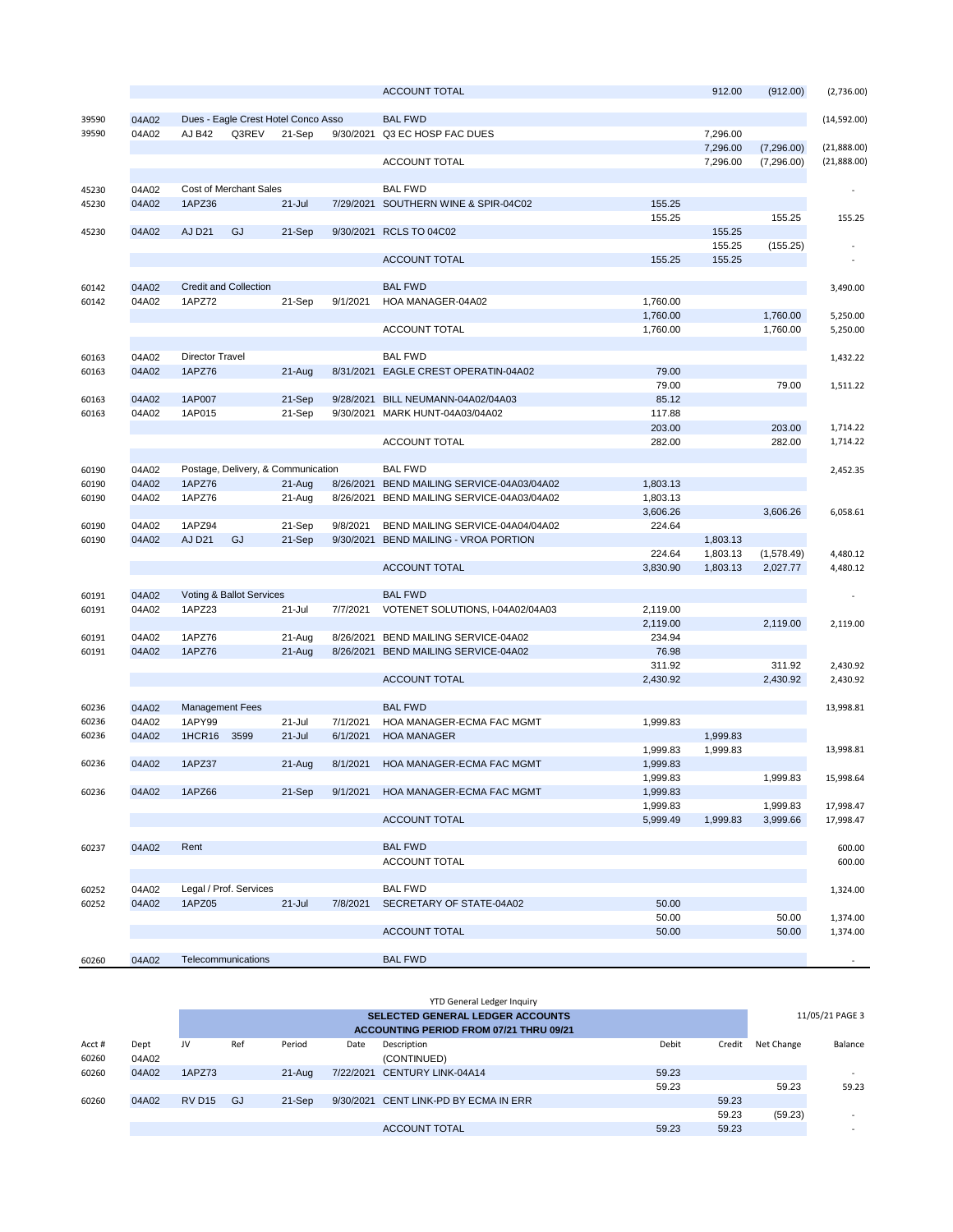| Acct # | Dept | JV | Ref | Period | Date | Description | Debit | Credit | Net Change | Balance |
|---|---|---|---|---|---|---|---|---|---|---|
| | | | | | | ACCOUNT TOTAL | | 912.00 | (912.00) | (2,736.00) |
| | | | | | | | | | | |
| 39590 | 04A02 | Dues - Eagle Crest Hotel Conco Asso | | | | BAL FWD | | | | (14,592.00) |
| 39590 | 04A02 | AJ B42 | Q3REV | 21-Sep | 9/30/2021 | Q3 EC HOSP FAC DUES | | 7,296.00 | | |
| | | | | | | | | 7,296.00 | (7,296.00) | (21,888.00) |
| | | | | | | ACCOUNT TOTAL | | 7,296.00 | (7,296.00) | (21,888.00) |
| | | | | | | | | | | |
| 45230 | 04A02 | Cost of Merchant Sales | | | | BAL FWD | | | | - |
| 45230 | 04A02 | 1APZ36 | | 21-Jul | 7/29/2021 | SOUTHERN WINE & SPIR-04C02 | 155.25 | | | |
| | | | | | | | 155.25 | | 155.25 | 155.25 |
| 45230 | 04A02 | AJ D21 | GJ | 21-Sep | 9/30/2021 | RCLS TO 04C02 | | 155.25 | | |
| | | | | | | | | 155.25 | (155.25) | - |
| | | | | | | ACCOUNT TOTAL | 155.25 | 155.25 | | - |
| | | | | | | | | | | |
| 60142 | 04A02 | Credit and Collection | | | | BAL FWD | | | | 3,490.00 |
| 60142 | 04A02 | 1APZ72 | | 21-Sep | 9/1/2021 | HOA MANAGER-04A02 | 1,760.00 | | | |
| | | | | | | | 1,760.00 | | 1,760.00 | 5,250.00 |
| | | | | | | ACCOUNT TOTAL | 1,760.00 | | 1,760.00 | 5,250.00 |
| | | | | | | | | | | |
| 60163 | 04A02 | Director Travel | | | | BAL FWD | | | | 1,432.22 |
| 60163 | 04A02 | 1APZ76 | | 21-Aug | 8/31/2021 | EAGLE CREST OPERATIN-04A02 | 79.00 | | | |
| | | | | | | | 79.00 | | 79.00 | 1,511.22 |
| 60163 | 04A02 | 1AP007 | | 21-Sep | 9/28/2021 | BILL NEUMANN-04A02/04A03 | 85.12 | | | |
| 60163 | 04A02 | 1AP015 | | 21-Sep | 9/30/2021 | MARK HUNT-04A03/04A02 | 117.88 | | | |
| | | | | | | | 203.00 | | 203.00 | 1,714.22 |
| | | | | | | ACCOUNT TOTAL | 282.00 | | 282.00 | 1,714.22 |
| | | | | | | | | | | |
| 60190 | 04A02 | Postage, Delivery, & Communication | | | | BAL FWD | | | | 2,452.35 |
| 60190 | 04A02 | 1APZ76 | | 21-Aug | 8/26/2021 | BEND MAILING SERVICE-04A03/04A02 | 1,803.13 | | | |
| 60190 | 04A02 | 1APZ76 | | 21-Aug | 8/26/2021 | BEND MAILING SERVICE-04A03/04A02 | 1,803.13 | | | |
| | | | | | | | 3,606.26 | | 3,606.26 | 6,058.61 |
| 60190 | 04A02 | 1APZ94 | | 21-Sep | 9/8/2021 | BEND MAILING SERVICE-04A04/04A02 | 224.64 | | | |
| 60190 | 04A02 | AJ D21 | GJ | 21-Sep | 9/30/2021 | BEND MAILING - VROA PORTION | | 1,803.13 | | |
| | | | | | | | 224.64 | 1,803.13 | (1,578.49) | 4,480.12 |
| | | | | | | ACCOUNT TOTAL | 3,830.90 | 1,803.13 | 2,027.77 | 4,480.12 |
| | | | | | | | | | | |
| 60191 | 04A02 | Voting & Ballot Services | | | | BAL FWD | | | | - |
| 60191 | 04A02 | 1APZ23 | | 21-Jul | 7/7/2021 | VOTENET SOLUTIONS, I-04A02/04A03 | 2,119.00 | | | |
| | | | | | | | 2,119.00 | | 2,119.00 | 2,119.00 |
| 60191 | 04A02 | 1APZ76 | | 21-Aug | 8/26/2021 | BEND MAILING SERVICE-04A02 | 234.94 | | | |
| 60191 | 04A02 | 1APZ76 | | 21-Aug | 8/26/2021 | BEND MAILING SERVICE-04A02 | 76.98 | | | |
| | | | | | | | 311.92 | | 311.92 | 2,430.92 |
| | | | | | | ACCOUNT TOTAL | 2,430.92 | | 2,430.92 | 2,430.92 |
| | | | | | | | | | | |
| 60236 | 04A02 | Management Fees | | | | BAL FWD | | | | 13,998.81 |
| 60236 | 04A02 | 1APY99 | | 21-Jul | 7/1/2021 | HOA MANAGER-ECMA FAC MGMT | 1,999.83 | | | |
| 60236 | 04A02 | 1HCR16 | 3599 | 21-Jul | 6/1/2021 | HOA MANAGER | | 1,999.83 | | |
| | | | | | | | 1,999.83 | 1,999.83 | | 13,998.81 |
| 60236 | 04A02 | 1APZ37 | | 21-Aug | 8/1/2021 | HOA MANAGER-ECMA FAC MGMT | 1,999.83 | | | |
| | | | | | | | 1,999.83 | | 1,999.83 | 15,998.64 |
| 60236 | 04A02 | 1APZ66 | | 21-Sep | 9/1/2021 | HOA MANAGER-ECMA FAC MGMT | 1,999.83 | | | |
| | | | | | | | 1,999.83 | | 1,999.83 | 17,998.47 |
| | | | | | | ACCOUNT TOTAL | 5,999.49 | 1,999.83 | 3,999.66 | 17,998.47 |
| | | | | | | | | | | |
| 60237 | 04A02 | Rent | | | | BAL FWD | | | | 600.00 |
| | | | | | | ACCOUNT TOTAL | | | | 600.00 |
| | | | | | | | | | | |
| 60252 | 04A02 | Legal / Prof. Services | | | | BAL FWD | | | | 1,324.00 |
| 60252 | 04A02 | 1APZ05 | | 21-Jul | 7/8/2021 | SECRETARY OF STATE-04A02 | 50.00 | | | |
| | | | | | | | 50.00 | | 50.00 | 1,374.00 |
| | | | | | | ACCOUNT TOTAL | 50.00 | | 50.00 | 1,374.00 |
| | | | | | | | | | | |
| 60260 | 04A02 | Telecommunications | | | | BAL FWD | | | | - |

YTD General Ledger Inquiry

**SELECTED GENERAL LEDGER ACCOUNTS**
**ACCOUNTING PERIOD FROM 07/21 THRU 09/21**

11/05/21 PAGE 3

| Acct # | Dept | JV | Ref | Period | Date | Description | Debit | Credit | Net Change | Balance |
|---|---|---|---|---|---|---|---|---|---|---|
| 60260 | 04A02 | | | | | (CONTINUED) | | | | |
| 60260 | 04A02 | 1APZ73 | | 21-Aug | 7/22/2021 | CENTURY LINK-04A14 | 59.23 | | | - |
| | | | | | | | 59.23 | | 59.23 | 59.23 |
| 60260 | 04A02 | RV D15 | GJ | 21-Sep | 9/30/2021 | CENT LINK-PD BY ECMA IN ERR | | 59.23 | | |
| | | | | | | | | 59.23 | (59.23) | - |
| | | | | | | ACCOUNT TOTAL | 59.23 | 59.23 | | - |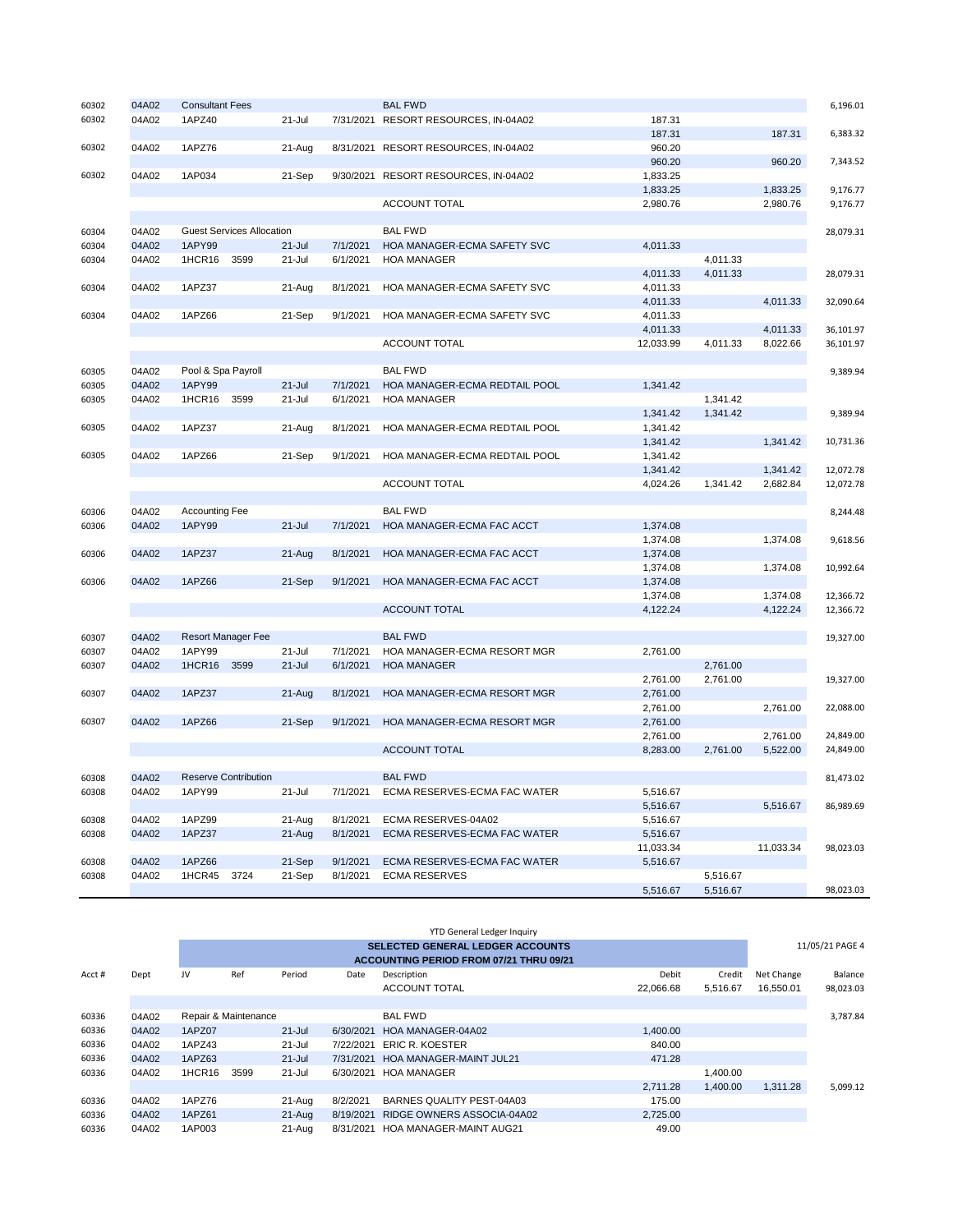| Acct # | Dept | JV | Ref | Period | Date | Description | Debit | Credit | Net Change | Balance |
|---|---|---|---|---|---|---|---|---|---|---|
| 60302 | 04A02 | Consultant Fees | | | | BAL FWD | | | | 6,196.01 |
| 60302 | 04A02 | 1APZ40 | | 21-Jul | 7/31/2021 | RESORT RESOURCES, IN-04A02 | 187.31 | | | |
| | | | | | | | 187.31 | | 187.31 | 6,383.32 |
| 60302 | 04A02 | 1APZ76 | | 21-Aug | 8/31/2021 | RESORT RESOURCES, IN-04A02 | 960.20 | | | |
| | | | | | | | 960.20 | | 960.20 | 7,343.52 |
| 60302 | 04A02 | 1AP034 | | 21-Sep | 9/30/2021 | RESORT RESOURCES, IN-04A02 | 1,833.25 | | | |
| | | | | | | | 1,833.25 | | 1,833.25 | 9,176.77 |
| | | | | | | ACCOUNT TOTAL | 2,980.76 | | 2,980.76 | 9,176.77 |
| 60304 | 04A02 | Guest Services Allocation | | | | BAL FWD | | | | 28,079.31 |
| 60304 | 04A02 | 1APY99 | | 21-Jul | 7/1/2021 | HOA MANAGER-ECMA SAFETY SVC | 4,011.33 | | | |
| 60304 | 04A02 | 1HCR16 | 3599 | 21-Jul | 6/1/2021 | HOA MANAGER | | 4,011.33 | | |
| | | | | | | | 4,011.33 | 4,011.33 | | 28,079.31 |
| 60304 | 04A02 | 1APZ37 | | 21-Aug | 8/1/2021 | HOA MANAGER-ECMA SAFETY SVC | 4,011.33 | | | |
| | | | | | | | 4,011.33 | | 4,011.33 | 32,090.64 |
| 60304 | 04A02 | 1APZ66 | | 21-Sep | 9/1/2021 | HOA MANAGER-ECMA SAFETY SVC | 4,011.33 | | | |
| | | | | | | | 4,011.33 | | 4,011.33 | 36,101.97 |
| | | | | | | ACCOUNT TOTAL | 12,033.99 | 4,011.33 | 8,022.66 | 36,101.97 |
| 60305 | 04A02 | Pool & Spa Payroll | | | | BAL FWD | | | | 9,389.94 |
| 60305 | 04A02 | 1APY99 | | 21-Jul | 7/1/2021 | HOA MANAGER-ECMA REDTAIL POOL | 1,341.42 | | | |
| 60305 | 04A02 | 1HCR16 | 3599 | 21-Jul | 6/1/2021 | HOA MANAGER | | 1,341.42 | | |
| | | | | | | | 1,341.42 | 1,341.42 | | 9,389.94 |
| 60305 | 04A02 | 1APZ37 | | 21-Aug | 8/1/2021 | HOA MANAGER-ECMA REDTAIL POOL | 1,341.42 | | | |
| | | | | | | | 1,341.42 | | 1,341.42 | 10,731.36 |
| 60305 | 04A02 | 1APZ66 | | 21-Sep | 9/1/2021 | HOA MANAGER-ECMA REDTAIL POOL | 1,341.42 | | | |
| | | | | | | | 1,341.42 | | 1,341.42 | 12,072.78 |
| | | | | | | ACCOUNT TOTAL | 4,024.26 | 1,341.42 | 2,682.84 | 12,072.78 |
| 60306 | 04A02 | Accounting Fee | | | | BAL FWD | | | | 8,244.48 |
| 60306 | 04A02 | 1APY99 | | 21-Jul | 7/1/2021 | HOA MANAGER-ECMA FAC ACCT | 1,374.08 | | | |
| | | | | | | | 1,374.08 | | 1,374.08 | 9,618.56 |
| 60306 | 04A02 | 1APZ37 | | 21-Aug | 8/1/2021 | HOA MANAGER-ECMA FAC ACCT | 1,374.08 | | | |
| | | | | | | | 1,374.08 | | 1,374.08 | 10,992.64 |
| 60306 | 04A02 | 1APZ66 | | 21-Sep | 9/1/2021 | HOA MANAGER-ECMA FAC ACCT | 1,374.08 | | | |
| | | | | | | | 1,374.08 | | 1,374.08 | 12,366.72 |
| | | | | | | ACCOUNT TOTAL | 4,122.24 | | 4,122.24 | 12,366.72 |
| 60307 | 04A02 | Resort Manager Fee | | | | BAL FWD | | | | 19,327.00 |
| 60307 | 04A02 | 1APY99 | | 21-Jul | 7/1/2021 | HOA MANAGER-ECMA RESORT MGR | 2,761.00 | | | |
| 60307 | 04A02 | 1HCR16 | 3599 | 21-Jul | 6/1/2021 | HOA MANAGER | | 2,761.00 | | |
| | | | | | | | 2,761.00 | 2,761.00 | | 19,327.00 |
| 60307 | 04A02 | 1APZ37 | | 21-Aug | 8/1/2021 | HOA MANAGER-ECMA RESORT MGR | 2,761.00 | | | |
| | | | | | | | 2,761.00 | | 2,761.00 | 22,088.00 |
| 60307 | 04A02 | 1APZ66 | | 21-Sep | 9/1/2021 | HOA MANAGER-ECMA RESORT MGR | 2,761.00 | | | |
| | | | | | | | 2,761.00 | | 2,761.00 | 24,849.00 |
| | | | | | | ACCOUNT TOTAL | 8,283.00 | 2,761.00 | 5,522.00 | 24,849.00 |
| 60308 | 04A02 | Reserve Contribution | | | | BAL FWD | | | | 81,473.02 |
| 60308 | 04A02 | 1APY99 | | 21-Jul | 7/1/2021 | ECMA RESERVES-ECMA FAC WATER | 5,516.67 | | | |
| | | | | | | | 5,516.67 | | 5,516.67 | 86,989.69 |
| 60308 | 04A02 | 1APZ99 | | 21-Aug | 8/1/2021 | ECMA RESERVES-04A02 | 5,516.67 | | | |
| 60308 | 04A02 | 1APZ37 | | 21-Aug | 8/1/2021 | ECMA RESERVES-ECMA FAC WATER | 5,516.67 | | | |
| | | | | | | | 11,033.34 | | 11,033.34 | 98,023.03 |
| 60308 | 04A02 | 1APZ66 | | 21-Sep | 9/1/2021 | ECMA RESERVES-ECMA FAC WATER | 5,516.67 | | | |
| 60308 | 04A02 | 1HCR45 | 3724 | 21-Sep | 8/1/2021 | ECMA RESERVES | | 5,516.67 | | |
| | | | | | | | 5,516.67 | 5,516.67 | | 98,023.03 |

YTD General Ledger Inquiry

**SELECTED GENERAL LEDGER ACCOUNTS**
**ACCOUNTING PERIOD FROM 07/21 THRU 09/21**

11/05/21 PAGE 4

| Acct # | Dept | JV | Ref | Period | Date | Description | Debit | Credit | Net Change | Balance |
|---|---|---|---|---|---|---|---|---|---|---|
| | | | | | | ACCOUNT TOTAL | 22,066.68 | 5,516.67 | 16,550.01 | 98,023.03 |
| 60336 | 04A02 | Repair & Maintenance | | | | BAL FWD | | | | 3,787.84 |
| 60336 | 04A02 | 1APZ07 | | 21-Jul | 6/30/2021 | HOA MANAGER-04A02 | 1,400.00 | | | |
| 60336 | 04A02 | 1APZ43 | | 21-Jul | 7/22/2021 | ERIC R. KOESTER | 840.00 | | | |
| 60336 | 04A02 | 1APZ63 | | 21-Jul | 7/31/2021 | HOA MANAGER-MAINT JUL21 | 471.28 | | | |
| 60336 | 04A02 | 1HCR16 | 3599 | 21-Jul | 6/30/2021 | HOA MANAGER | | 1,400.00 | | |
| | | | | | | | 2,711.28 | 1,400.00 | 1,311.28 | 5,099.12 |
| 60336 | 04A02 | 1APZ76 | | 21-Aug | 8/2/2021 | BARNES QUALITY PEST-04A03 | 175.00 | | | |
| 60336 | 04A02 | 1APZ61 | | 21-Aug | 8/19/2021 | RIDGE OWNERS ASSOCIA-04A02 | 2,725.00 | | | |
| 60336 | 04A02 | 1AP003 | | 21-Aug | 8/31/2021 | HOA MANAGER-MAINT AUG21 | 49.00 | | | |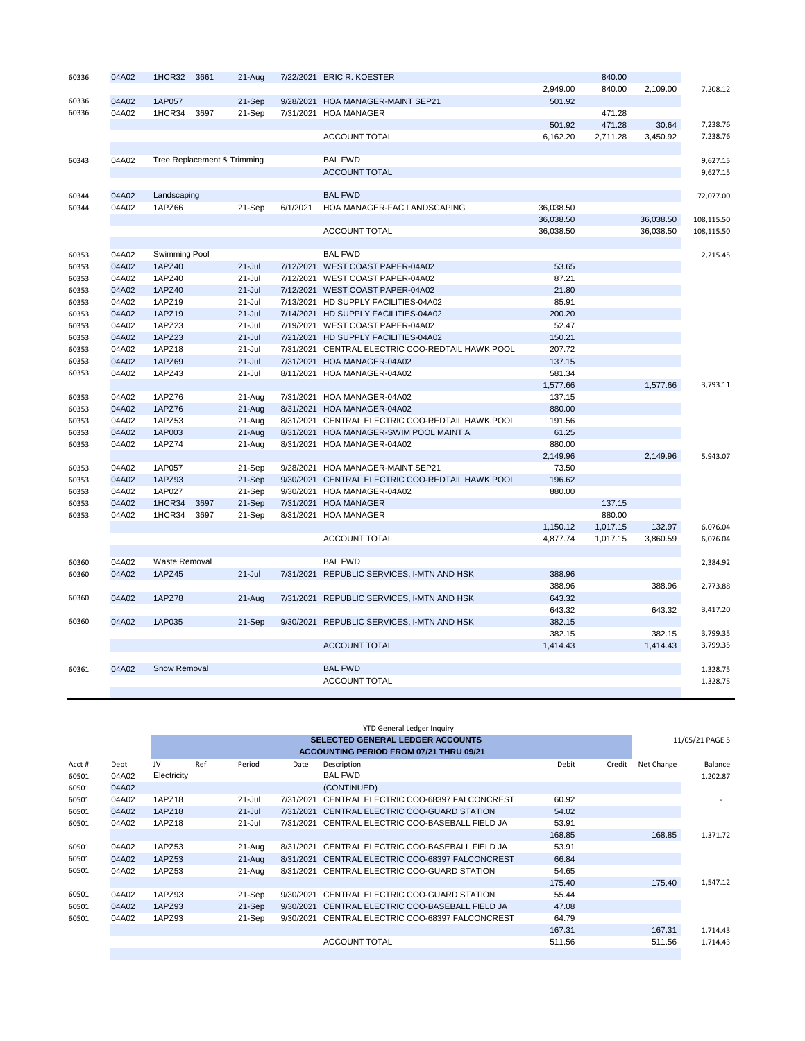| | | | | | | | | | | |
|---|---|---|---|---|---|---|---|---|---|---|
| 60336 | 04A02 | 1HCR32 | 3661 | 21-Aug | 7/22/2021 | ERIC R. KOESTER | | 840.00 | | |
| | | | | | | | 2,949.00 | 840.00 | 2,109.00 | 7,208.12 |
| 60336 | 04A02 | 1AP057 | | 21-Sep | 9/28/2021 | HOA MANAGER-MAINT SEP21 | 501.92 | | | |
| 60336 | 04A02 | 1HCR34 | 3697 | 21-Sep | 7/31/2021 | HOA MANAGER | | 471.28 | | |
| | | | | | | | 501.92 | 471.28 | 30.64 | 7,238.76 |
| | | | | | | ACCOUNT TOTAL | 6,162.20 | 2,711.28 | 3,450.92 | 7,238.76 |
| | | | | | | | | | | |
| 60343 | 04A02 | Tree Replacement & Trimming | | | | BAL FWD | | | | 9,627.15 |
| | | | | | | ACCOUNT TOTAL | | | | 9,627.15 |
| | | | | | | | | | | |
| 60344 | 04A02 | Landscaping | | | | BAL FWD | | | | 72,077.00 |
| 60344 | 04A02 | 1APZ66 | | 21-Sep | 6/1/2021 | HOA MANAGER-FAC LANDSCAPING | 36,038.50 | | | |
| | | | | | | | 36,038.50 | | 36,038.50 | 108,115.50 |
| | | | | | | ACCOUNT TOTAL | 36,038.50 | | 36,038.50 | 108,115.50 |
| | | | | | | | | | | |
| 60353 | 04A02 | Swimming Pool | | | | BAL FWD | | | | 2,215.45 |
| 60353 | 04A02 | 1APZ40 | | 21-Jul | 7/12/2021 | WEST COAST PAPER-04A02 | 53.65 | | | |
| 60353 | 04A02 | 1APZ40 | | 21-Jul | 7/12/2021 | WEST COAST PAPER-04A02 | 87.21 | | | |
| 60353 | 04A02 | 1APZ40 | | 21-Jul | 7/12/2021 | WEST COAST PAPER-04A02 | 21.80 | | | |
| 60353 | 04A02 | 1APZ19 | | 21-Jul | 7/13/2021 | HD SUPPLY FACILITIES-04A02 | 85.91 | | | |
| 60353 | 04A02 | 1APZ19 | | 21-Jul | 7/14/2021 | HD SUPPLY FACILITIES-04A02 | 200.20 | | | |
| 60353 | 04A02 | 1APZ23 | | 21-Jul | 7/19/2021 | WEST COAST PAPER-04A02 | 52.47 | | | |
| 60353 | 04A02 | 1APZ23 | | 21-Jul | 7/21/2021 | HD SUPPLY FACILITIES-04A02 | 150.21 | | | |
| 60353 | 04A02 | 1APZ18 | | 21-Jul | 7/31/2021 | CENTRAL ELECTRIC COO-REDTAIL HAWK POOL | 207.72 | | | |
| 60353 | 04A02 | 1APZ69 | | 21-Jul | 7/31/2021 | HOA MANAGER-04A02 | 137.15 | | | |
| 60353 | 04A02 | 1APZ43 | | 21-Jul | 8/11/2021 | HOA MANAGER-04A02 | 581.34 | | | |
| | | | | | | | 1,577.66 | | 1,577.66 | 3,793.11 |
| 60353 | 04A02 | 1APZ76 | | 21-Aug | 7/31/2021 | HOA MANAGER-04A02 | 137.15 | | | |
| 60353 | 04A02 | 1APZ76 | | 21-Aug | 8/31/2021 | HOA MANAGER-04A02 | 880.00 | | | |
| 60353 | 04A02 | 1APZ53 | | 21-Aug | 8/31/2021 | CENTRAL ELECTRIC COO-REDTAIL HAWK POOL | 191.56 | | | |
| 60353 | 04A02 | 1AP003 | | 21-Aug | 8/31/2021 | HOA MANAGER-SWIM POOL MAINT A | 61.25 | | | |
| 60353 | 04A02 | 1APZ74 | | 21-Aug | 8/31/2021 | HOA MANAGER-04A02 | 880.00 | | | |
| | | | | | | | 2,149.96 | | 2,149.96 | 5,943.07 |
| 60353 | 04A02 | 1AP057 | | 21-Sep | 9/28/2021 | HOA MANAGER-MAINT SEP21 | 73.50 | | | |
| 60353 | 04A02 | 1APZ93 | | 21-Sep | 9/30/2021 | CENTRAL ELECTRIC COO-REDTAIL HAWK POOL | 196.62 | | | |
| 60353 | 04A02 | 1AP027 | | 21-Sep | 9/30/2021 | HOA MANAGER-04A02 | 880.00 | | | |
| 60353 | 04A02 | 1HCR34 | 3697 | 21-Sep | 7/31/2021 | HOA MANAGER | | 137.15 | | |
| 60353 | 04A02 | 1HCR34 | 3697 | 21-Sep | 8/31/2021 | HOA MANAGER | | 880.00 | | |
| | | | | | | | 1,150.12 | 1,017.15 | 132.97 | 6,076.04 |
| | | | | | | ACCOUNT TOTAL | 4,877.74 | 1,017.15 | 3,860.59 | 6,076.04 |
| | | | | | | | | | | |
| 60360 | 04A02 | Waste Removal | | | | BAL FWD | | | | 2,384.92 |
| 60360 | 04A02 | 1APZ45 | | 21-Jul | 7/31/2021 | REPUBLIC SERVICES, I-MTN AND HSK | 388.96 | | | |
| | | | | | | | 388.96 | | 388.96 | 2,773.88 |
| 60360 | 04A02 | 1APZ78 | | 21-Aug | 7/31/2021 | REPUBLIC SERVICES, I-MTN AND HSK | 643.32 | | | |
| | | | | | | | 643.32 | | 643.32 | 3,417.20 |
| 60360 | 04A02 | 1AP035 | | 21-Sep | 9/30/2021 | REPUBLIC SERVICES, I-MTN AND HSK | 382.15 | | | |
| | | | | | | | 382.15 | | 382.15 | 3,799.35 |
| | | | | | | ACCOUNT TOTAL | 1,414.43 | | 1,414.43 | 3,799.35 |
| | | | | | | | | | | |
| 60361 | 04A02 | Snow Removal | | | | BAL FWD | | | | 1,328.75 |
| | | | | | | ACCOUNT TOTAL | | | | 1,328.75 |

YTD General Ledger Inquiry

**SELECTED GENERAL LEDGER ACCOUNTS**

**ACCOUNTING PERIOD FROM 07/21 THRU 09/21**

11/05/21 PAGE 5

| Acct # | Dept | JV | Ref | Period | Date | Description | Debit | Credit | Net Change | Balance |
|---|---|---|---|---|---|---|---|---|---|---|
| 60501 | 04A02 | Electricity | | | | BAL FWD | | | | 1,202.87 |
| 60501 | 04A02 | | | | | (CONTINUED) | | | | |
| 60501 | 04A02 | 1APZ18 | | 21-Jul | 7/31/2021 | CENTRAL ELECTRIC COO-68397 FALCONCREST | 60.92 | | | - |
| 60501 | 04A02 | 1APZ18 | | 21-Jul | 7/31/2021 | CENTRAL ELECTRIC COO-GUARD STATION | 54.02 | | | |
| 60501 | 04A02 | 1APZ18 | | 21-Jul | 7/31/2021 | CENTRAL ELECTRIC COO-BASEBALL FIELD JA | 53.91 | | | |
| | | | | | | | 168.85 | | 168.85 | 1,371.72 |
| 60501 | 04A02 | 1APZ53 | | 21-Aug | 8/31/2021 | CENTRAL ELECTRIC COO-BASEBALL FIELD JA | 53.91 | | | |
| 60501 | 04A02 | 1APZ53 | | 21-Aug | 8/31/2021 | CENTRAL ELECTRIC COO-68397 FALCONCREST | 66.84 | | | |
| 60501 | 04A02 | 1APZ53 | | 21-Aug | 8/31/2021 | CENTRAL ELECTRIC COO-GUARD STATION | 54.65 | | | |
| | | | | | | | 175.40 | | 175.40 | 1,547.12 |
| 60501 | 04A02 | 1APZ93 | | 21-Sep | 9/30/2021 | CENTRAL ELECTRIC COO-GUARD STATION | 55.44 | | | |
| 60501 | 04A02 | 1APZ93 | | 21-Sep | 9/30/2021 | CENTRAL ELECTRIC COO-BASEBALL FIELD JA | 47.08 | | | |
| 60501 | 04A02 | 1APZ93 | | 21-Sep | 9/30/2021 | CENTRAL ELECTRIC COO-68397 FALCONCREST | 64.79 | | | |
| | | | | | | | 167.31 | | 167.31 | 1,714.43 |
| | | | | | | ACCOUNT TOTAL | 511.56 | | 511.56 | 1,714.43 |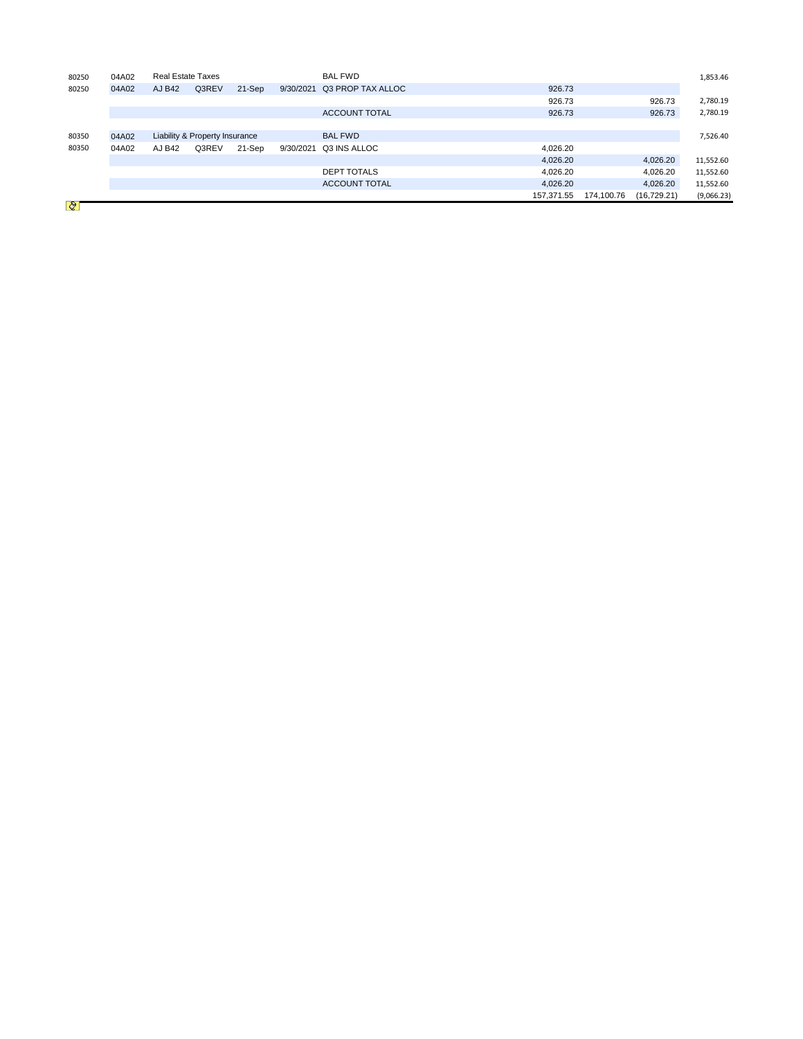| | | | | | | | | | | |
|---|---|---|---|---|---|---|---|---|---|---|
| 80250 | 04A02 | Real Estate Taxes | | | | BAL FWD | | | | 1,853.46 |
| 80250 | 04A02 | AJ B42 | Q3REV | 21-Sep | 9/30/2021 | Q3 PROP TAX ALLOC | 926.73 | | | |
| | | | | | | | 926.73 | | 926.73 | 2,780.19 |
| | | | | | | ACCOUNT TOTAL | 926.73 | | 926.73 | 2,780.19 |
| | | | | | | | | | | |
| 80350 | 04A02 | Liability & Property Insurance | | | | BAL FWD | | | | 7,526.40 |
| 80350 | 04A02 | AJ B42 | Q3REV | 21-Sep | 9/30/2021 | Q3 INS ALLOC | 4,026.20 | | | |
| | | | | | | | 4,026.20 | | 4,026.20 | 11,552.60 |
| | | | | | | DEPT TOTALS | 4,026.20 | | 4,026.20 | 11,552.60 |
| | | | | | | ACCOUNT TOTAL | 4,026.20 | | 4,026.20 | 11,552.60 |
| | | | | | | | 157,371.55 | 174,100.76 | (16,729.21) | (9,066.23) |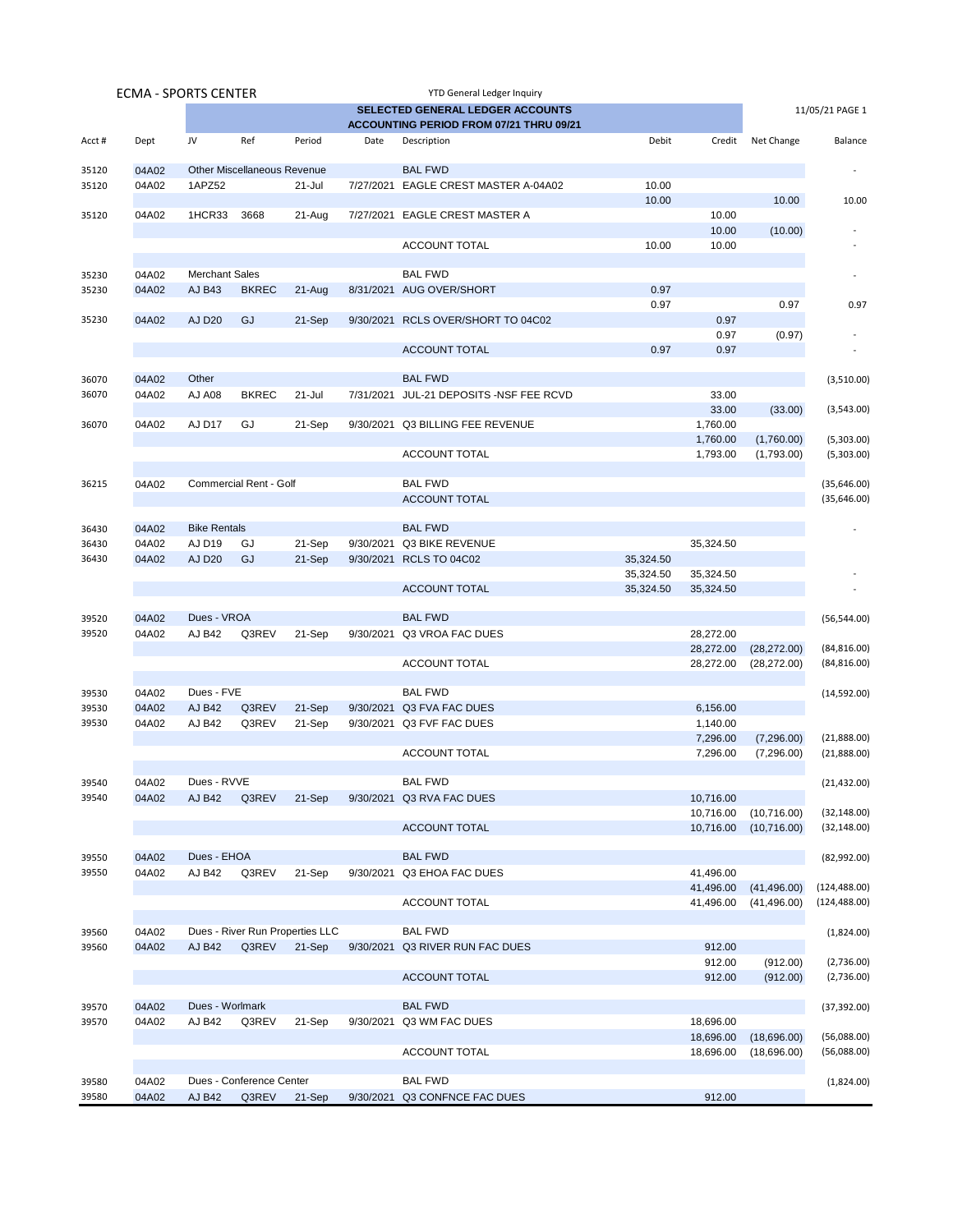ECMA - SPORTS CENTER

YTD General Ledger Inquiry

**SELECTED GENERAL LEDGER ACCOUNTS**
**ACCOUNTING PERIOD FROM 07/21 THRU 09/21**

11/05/21 PAGE 1

| Acct # | Dept | JV | Ref | Period | Date | Description | Debit | Credit | Net Change | Balance |
|---|---|---|---|---|---|---|---|---|---|---|
| 35120 | 04A02 | Other Miscellaneous Revenue | | | | BAL FWD | | | | - |
| 35120 | 04A02 | 1APZ52 | | 21-Jul | 7/27/2021 | EAGLE CREST MASTER A-04A02 | 10.00 | | | |
| | | | | | | | 10.00 | | 10.00 | 10.00 |
| 35120 | 04A02 | 1HCR33 | 3668 | 21-Aug | 7/27/2021 | EAGLE CREST MASTER A | | 10.00 | | |
| | | | | | | | | 10.00 | (10.00) | - |
| | | | | | | ACCOUNT TOTAL | 10.00 | 10.00 | | - |
| 35230 | 04A02 | Merchant Sales | | | | BAL FWD | | | | - |
| 35230 | 04A02 | AJ B43 | BKREC | 21-Aug | 8/31/2021 | AUG OVER/SHORT | 0.97 | | | |
| | | | | | | | 0.97 | | 0.97 | 0.97 |
| 35230 | 04A02 | AJ D20 | GJ | 21-Sep | 9/30/2021 | RCLS OVER/SHORT TO 04C02 | | 0.97 | | |
| | | | | | | | | 0.97 | (0.97) | - |
| | | | | | | ACCOUNT TOTAL | 0.97 | 0.97 | | - |
| 36070 | 04A02 | Other | | | | BAL FWD | | | | (3,510.00) |
| 36070 | 04A02 | AJ A08 | BKREC | 21-Jul | 7/31/2021 | JUL-21 DEPOSITS -NSF FEE RCVD | | 33.00 | | |
| | | | | | | | | 33.00 | (33.00) | (3,543.00) |
| 36070 | 04A02 | AJ D17 | GJ | 21-Sep | 9/30/2021 | Q3 BILLING FEE REVENUE | | 1,760.00 | | |
| | | | | | | | | 1,760.00 | (1,760.00) | (5,303.00) |
| | | | | | | ACCOUNT TOTAL | | 1,793.00 | (1,793.00) | (5,303.00) |
| 36215 | 04A02 | Commercial Rent - Golf | | | | BAL FWD | | | | (35,646.00) |
| | | | | | | ACCOUNT TOTAL | | | | (35,646.00) |
| 36430 | 04A02 | Bike Rentals | | | | BAL FWD | | | | - |
| 36430 | 04A02 | AJ D19 | GJ | 21-Sep | 9/30/2021 | Q3 BIKE REVENUE | | 35,324.50 | | |
| 36430 | 04A02 | AJ D20 | GJ | 21-Sep | 9/30/2021 | RCLS TO 04C02 | 35,324.50 | | | |
| | | | | | | | 35,324.50 | 35,324.50 | | - |
| | | | | | | ACCOUNT TOTAL | 35,324.50 | 35,324.50 | | - |
| 39520 | 04A02 | Dues - VROA | | | | BAL FWD | | | | (56,544.00) |
| 39520 | 04A02 | AJ B42 | Q3REV | 21-Sep | 9/30/2021 | Q3 VROA FAC DUES | | 28,272.00 | | |
| | | | | | | | | 28,272.00 | (28,272.00) | (84,816.00) |
| | | | | | | ACCOUNT TOTAL | | 28,272.00 | (28,272.00) | (84,816.00) |
| 39530 | 04A02 | Dues - FVE | | | | BAL FWD | | | | (14,592.00) |
| 39530 | 04A02 | AJ B42 | Q3REV | 21-Sep | 9/30/2021 | Q3 FVA FAC DUES | | 6,156.00 | | |
| 39530 | 04A02 | AJ B42 | Q3REV | 21-Sep | 9/30/2021 | Q3 FVF FAC DUES | | 1,140.00 | | |
| | | | | | | | | 7,296.00 | (7,296.00) | (21,888.00) |
| | | | | | | ACCOUNT TOTAL | | 7,296.00 | (7,296.00) | (21,888.00) |
| 39540 | 04A02 | Dues - RVVE | | | | BAL FWD | | | | (21,432.00) |
| 39540 | 04A02 | AJ B42 | Q3REV | 21-Sep | 9/30/2021 | Q3 RVA FAC DUES | | 10,716.00 | | |
| | | | | | | | | 10,716.00 | (10,716.00) | (32,148.00) |
| | | | | | | ACCOUNT TOTAL | | 10,716.00 | (10,716.00) | (32,148.00) |
| 39550 | 04A02 | Dues - EHOA | | | | BAL FWD | | | | (82,992.00) |
| 39550 | 04A02 | AJ B42 | Q3REV | 21-Sep | 9/30/2021 | Q3 EHOA FAC DUES | | 41,496.00 | | |
| | | | | | | | | 41,496.00 | (41,496.00) | (124,488.00) |
| | | | | | | ACCOUNT TOTAL | | 41,496.00 | (41,496.00) | (124,488.00) |
| 39560 | 04A02 | Dues - River Run Properties LLC | | | | BAL FWD | | | | (1,824.00) |
| 39560 | 04A02 | AJ B42 | Q3REV | 21-Sep | 9/30/2021 | Q3 RIVER RUN FAC DUES | | 912.00 | | |
| | | | | | | | | 912.00 | (912.00) | (2,736.00) |
| | | | | | | ACCOUNT TOTAL | | 912.00 | (912.00) | (2,736.00) |
| 39570 | 04A02 | Dues - Worlmark | | | | BAL FWD | | | | (37,392.00) |
| 39570 | 04A02 | AJ B42 | Q3REV | 21-Sep | 9/30/2021 | Q3 WM FAC DUES | | 18,696.00 | | |
| | | | | | | | | 18,696.00 | (18,696.00) | (56,088.00) |
| | | | | | | ACCOUNT TOTAL | | 18,696.00 | (18,696.00) | (56,088.00) |
| 39580 | 04A02 | Dues - Conference Center | | | | BAL FWD | | | | (1,824.00) |
| 39580 | 04A02 | AJ B42 | Q3REV | 21-Sep | 9/30/2021 | Q3 CONFNCE FAC DUES | | 912.00 | | |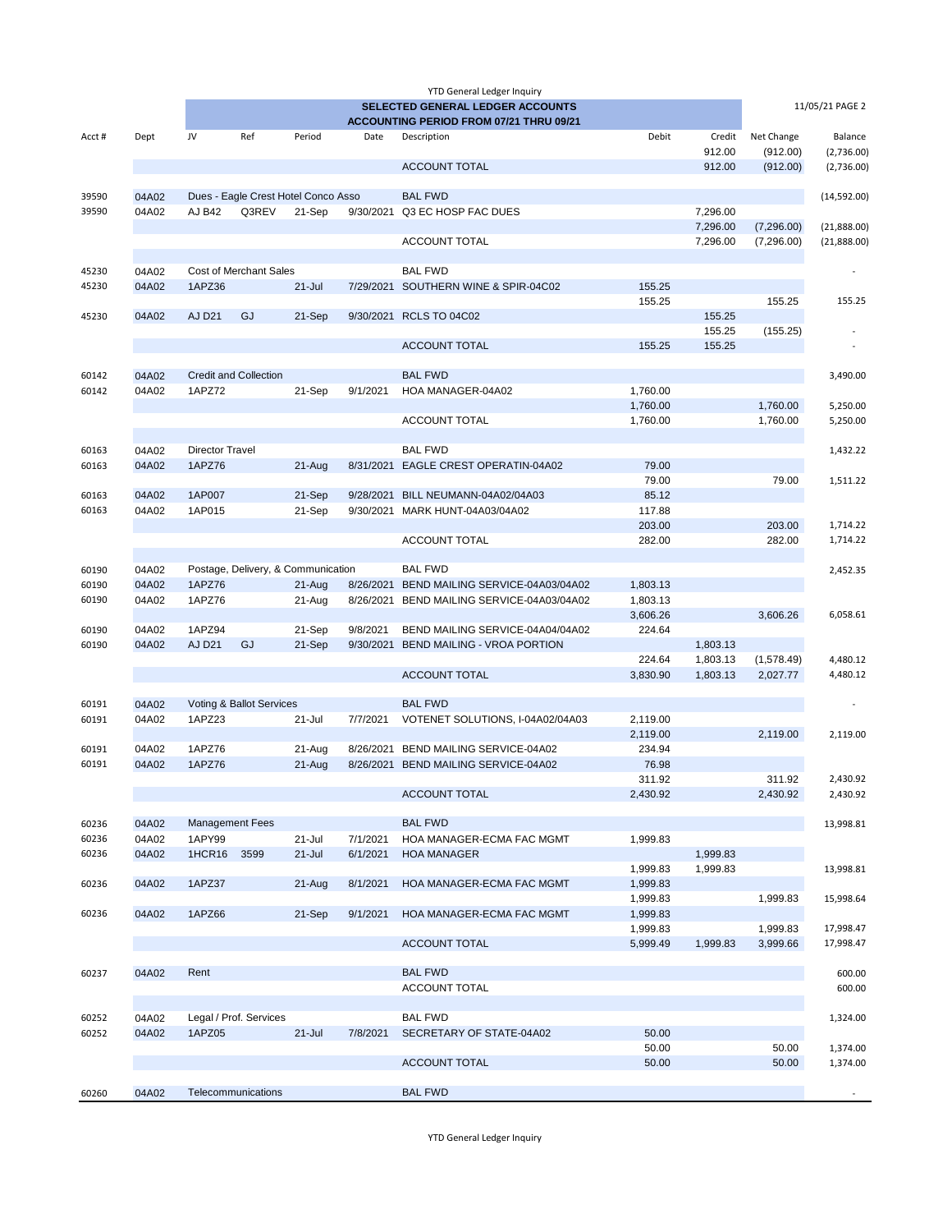YTD General Ledger Inquiry

**SELECTED GENERAL LEDGER ACCOUNTS**
**ACCOUNTING PERIOD FROM 07/21 THRU 09/21**

11/05/21 PAGE 2

| Acct # | Dept | JV | Ref | Period | Date | Description | Debit | Credit | Net Change | Balance |
|---|---|---|---|---|---|---|---|---|---|---|
| | | | | | | | | 912.00 | (912.00) | (2,736.00) |
| | | | | | | ACCOUNT TOTAL | | 912.00 | (912.00) | (2,736.00) |
| 39590 | 04A02 | Dues - Eagle Crest Hotel Conco Asso | | | | BAL FWD | | | | (14,592.00) |
| 39590 | 04A02 | AJ B42 | Q3REV | 21-Sep | 9/30/2021 | Q3 EC HOSP FAC DUES | | 7,296.00 | | |
| | | | | | | | | 7,296.00 | (7,296.00) | (21,888.00) |
| | | | | | | ACCOUNT TOTAL | | 7,296.00 | (7,296.00) | (21,888.00) |
| 45230 | 04A02 | Cost of Merchant Sales | | | | BAL FWD | | | | - |
| 45230 | 04A02 | 1APZ36 | | 21-Jul | 7/29/2021 | SOUTHERN WINE & SPIR-04C02 | 155.25 | | | |
| | | | | | | | 155.25 | | 155.25 | 155.25 |
| 45230 | 04A02 | AJ D21 | GJ | 21-Sep | 9/30/2021 | RCLS TO 04C02 | | 155.25 | | |
| | | | | | | | | 155.25 | (155.25) | - |
| | | | | | | ACCOUNT TOTAL | 155.25 | 155.25 | | - |
| 60142 | 04A02 | Credit and Collection | | | | BAL FWD | | | | 3,490.00 |
| 60142 | 04A02 | 1APZ72 | | 21-Sep | 9/1/2021 | HOA MANAGER-04A02 | 1,760.00 | | | |
| | | | | | | | 1,760.00 | | 1,760.00 | 5,250.00 |
| | | | | | | ACCOUNT TOTAL | 1,760.00 | | 1,760.00 | 5,250.00 |
| 60163 | 04A02 | Director Travel | | | | BAL FWD | | | | 1,432.22 |
| 60163 | 04A02 | 1APZ76 | | 21-Aug | 8/31/2021 | EAGLE CREST OPERATIN-04A02 | 79.00 | | | |
| | | | | | | | 79.00 | | 79.00 | 1,511.22 |
| 60163 | 04A02 | 1AP007 | | 21-Sep | 9/28/2021 | BILL NEUMANN-04A02/04A03 | 85.12 | | | |
| 60163 | 04A02 | 1AP015 | | 21-Sep | 9/30/2021 | MARK HUNT-04A03/04A02 | 117.88 | | | |
| | | | | | | | 203.00 | | 203.00 | 1,714.22 |
| | | | | | | ACCOUNT TOTAL | 282.00 | | 282.00 | 1,714.22 |
| 60190 | 04A02 | Postage, Delivery, & Communication | | | | BAL FWD | | | | 2,452.35 |
| 60190 | 04A02 | 1APZ76 | | 21-Aug | 8/26/2021 | BEND MAILING SERVICE-04A03/04A02 | 1,803.13 | | | |
| 60190 | 04A02 | 1APZ76 | | 21-Aug | 8/26/2021 | BEND MAILING SERVICE-04A03/04A02 | 1,803.13 | | | |
| | | | | | | | 3,606.26 | | 3,606.26 | 6,058.61 |
| 60190 | 04A02 | 1APZ94 | | 21-Sep | 9/8/2021 | BEND MAILING SERVICE-04A04/04A02 | 224.64 | | | |
| 60190 | 04A02 | AJ D21 | GJ | 21-Sep | 9/30/2021 | BEND MAILING - VROA PORTION | | 1,803.13 | | |
| | | | | | | | 224.64 | 1,803.13 | (1,578.49) | 4,480.12 |
| | | | | | | ACCOUNT TOTAL | 3,830.90 | 1,803.13 | 2,027.77 | 4,480.12 |
| 60191 | 04A02 | Voting & Ballot Services | | | | BAL FWD | | | | - |
| 60191 | 04A02 | 1APZ23 | | 21-Jul | 7/7/2021 | VOTENET SOLUTIONS, I-04A02/04A03 | 2,119.00 | | | |
| | | | | | | | 2,119.00 | | 2,119.00 | 2,119.00 |
| 60191 | 04A02 | 1APZ76 | | 21-Aug | 8/26/2021 | BEND MAILING SERVICE-04A02 | 234.94 | | | |
| 60191 | 04A02 | 1APZ76 | | 21-Aug | 8/26/2021 | BEND MAILING SERVICE-04A02 | 76.98 | | | |
| | | | | | | | 311.92 | | 311.92 | 2,430.92 |
| | | | | | | ACCOUNT TOTAL | 2,430.92 | | 2,430.92 | 2,430.92 |
| 60236 | 04A02 | Management Fees | | | | BAL FWD | | | | 13,998.81 |
| 60236 | 04A02 | 1APY99 | | 21-Jul | 7/1/2021 | HOA MANAGER-ECMA FAC MGMT | 1,999.83 | | | |
| 60236 | 04A02 | 1HCR16 | 3599 | 21-Jul | 6/1/2021 | HOA MANAGER | | 1,999.83 | | |
| | | | | | | | 1,999.83 | 1,999.83 | | 13,998.81 |
| 60236 | 04A02 | 1APZ37 | | 21-Aug | 8/1/2021 | HOA MANAGER-ECMA FAC MGMT | 1,999.83 | | | |
| | | | | | | | 1,999.83 | | 1,999.83 | 15,998.64 |
| 60236 | 04A02 | 1APZ66 | | 21-Sep | 9/1/2021 | HOA MANAGER-ECMA FAC MGMT | 1,999.83 | | | |
| | | | | | | | 1,999.83 | | 1,999.83 | 17,998.47 |
| | | | | | | ACCOUNT TOTAL | 5,999.49 | 1,999.83 | 3,999.66 | 17,998.47 |
| 60237 | 04A02 | Rent | | | | BAL FWD | | | | 600.00 |
| | | | | | | ACCOUNT TOTAL | | | | 600.00 |
| 60252 | 04A02 | Legal / Prof. Services | | | | BAL FWD | | | | 1,324.00 |
| 60252 | 04A02 | 1APZ05 | | 21-Jul | 7/8/2021 | SECRETARY OF STATE-04A02 | 50.00 | | | |
| | | | | | | | 50.00 | | 50.00 | 1,374.00 |
| | | | | | | ACCOUNT TOTAL | 50.00 | | 50.00 | 1,374.00 |
| 60260 | 04A02 | Telecommunications | | | | BAL FWD | | | | - |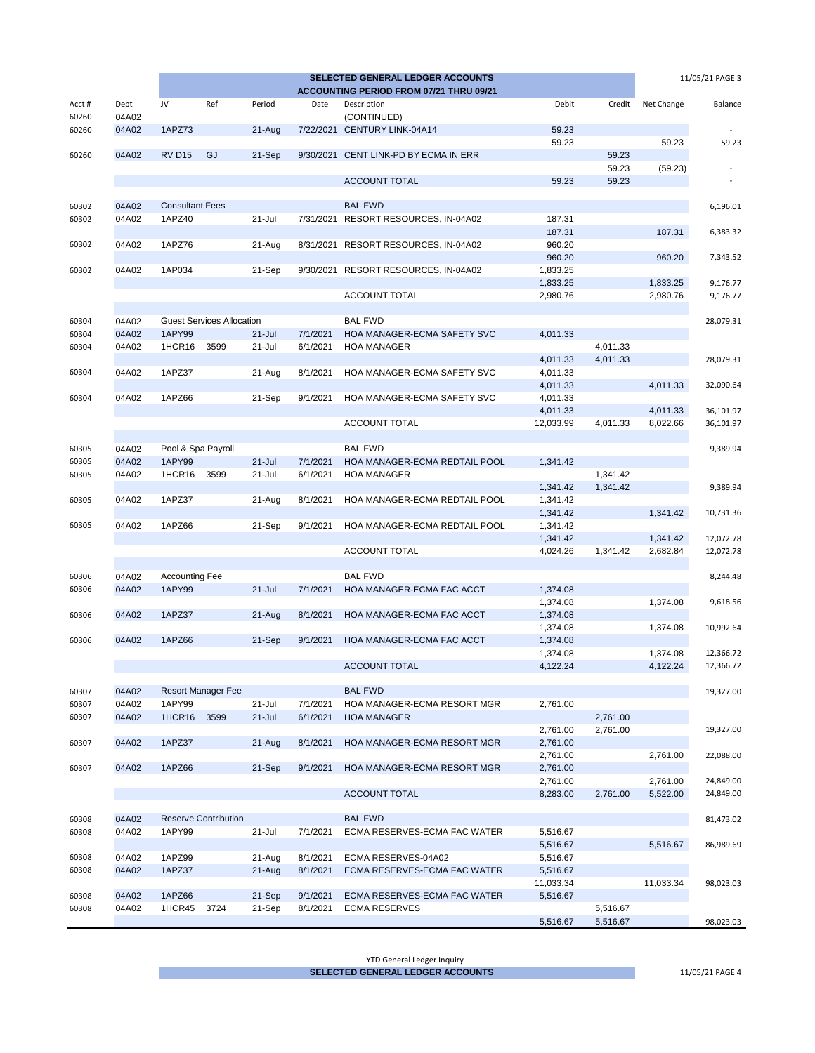| | | SELECTED GENERAL LEDGER ACCOUNTS | | | | | | | | | |
|---|---|---|---|---|---|---|---|---|---|---|---|
| | | ACCOUNTING PERIOD FROM 07/21 THRU 09/21 | | | | | | | | | |
| Acct # | Dept | JV | Ref | Period | Date | Description | Debit | Credit | Net Change | Balance |
| 60260 | 04A02 | | | | | (CONTINUED) | | | | |
| 60260 | 04A02 | 1APZ73 | | 21-Aug | 7/22/2021 | CENTURY LINK-04A14 | 59.23 | | | - |
| | | | | | | | 59.23 | | 59.23 | 59.23 |
| 60260 | 04A02 | RV D15 | GJ | 21-Sep | 9/30/2021 | CENT LINK-PD BY ECMA IN ERR | | 59.23 | | |
| | | | | | | | | 59.23 | (59.23) | - |
| | | | | | | ACCOUNT TOTAL | 59.23 | 59.23 | | - |
| | | | | | | | | | | |
| 60302 | 04A02 | Consultant Fees | | | | BAL FWD | | | | 6,196.01 |
| 60302 | 04A02 | 1APZ40 | | 21-Jul | 7/31/2021 | RESORT RESOURCES, IN-04A02 | 187.31 | | | |
| | | | | | | | 187.31 | | 187.31 | 6,383.32 |
| 60302 | 04A02 | 1APZ76 | | 21-Aug | 8/31/2021 | RESORT RESOURCES, IN-04A02 | 960.20 | | | |
| | | | | | | | 960.20 | | 960.20 | 7,343.52 |
| 60302 | 04A02 | 1AP034 | | 21-Sep | 9/30/2021 | RESORT RESOURCES, IN-04A02 | 1,833.25 | | | |
| | | | | | | | 1,833.25 | | 1,833.25 | 9,176.77 |
| | | | | | | ACCOUNT TOTAL | 2,980.76 | | 2,980.76 | 9,176.77 |
| | | | | | | | | | | |
| 60304 | 04A02 | Guest Services Allocation | | | | BAL FWD | | | | 28,079.31 |
| 60304 | 04A02 | 1APY99 | | 21-Jul | 7/1/2021 | HOA MANAGER-ECMA SAFETY SVC | 4,011.33 | | | |
| 60304 | 04A02 | 1HCR16 | 3599 | 21-Jul | 6/1/2021 | HOA MANAGER | | 4,011.33 | | |
| | | | | | | | 4,011.33 | 4,011.33 | | 28,079.31 |
| 60304 | 04A02 | 1APZ37 | | 21-Aug | 8/1/2021 | HOA MANAGER-ECMA SAFETY SVC | 4,011.33 | | | |
| | | | | | | | 4,011.33 | | 4,011.33 | 32,090.64 |
| 60304 | 04A02 | 1APZ66 | | 21-Sep | 9/1/2021 | HOA MANAGER-ECMA SAFETY SVC | 4,011.33 | | | |
| | | | | | | | 4,011.33 | | 4,011.33 | 36,101.97 |
| | | | | | | ACCOUNT TOTAL | 12,033.99 | 4,011.33 | 8,022.66 | 36,101.97 |
| | | | | | | | | | | |
| 60305 | 04A02 | Pool & Spa Payroll | | | | BAL FWD | | | | 9,389.94 |
| 60305 | 04A02 | 1APY99 | | 21-Jul | 7/1/2021 | HOA MANAGER-ECMA REDTAIL POOL | 1,341.42 | | | |
| 60305 | 04A02 | 1HCR16 | 3599 | 21-Jul | 6/1/2021 | HOA MANAGER | | 1,341.42 | | |
| | | | | | | | 1,341.42 | 1,341.42 | | 9,389.94 |
| 60305 | 04A02 | 1APZ37 | | 21-Aug | 8/1/2021 | HOA MANAGER-ECMA REDTAIL POOL | 1,341.42 | | | |
| | | | | | | | 1,341.42 | | 1,341.42 | 10,731.36 |
| 60305 | 04A02 | 1APZ66 | | 21-Sep | 9/1/2021 | HOA MANAGER-ECMA REDTAIL POOL | 1,341.42 | | | |
| | | | | | | | 1,341.42 | | 1,341.42 | 12,072.78 |
| | | | | | | ACCOUNT TOTAL | 4,024.26 | 1,341.42 | 2,682.84 | 12,072.78 |
| | | | | | | | | | | |
| 60306 | 04A02 | Accounting Fee | | | | BAL FWD | | | | 8,244.48 |
| 60306 | 04A02 | 1APY99 | | 21-Jul | 7/1/2021 | HOA MANAGER-ECMA FAC ACCT | 1,374.08 | | | |
| | | | | | | | 1,374.08 | | 1,374.08 | 9,618.56 |
| 60306 | 04A02 | 1APZ37 | | 21-Aug | 8/1/2021 | HOA MANAGER-ECMA FAC ACCT | 1,374.08 | | | |
| | | | | | | | 1,374.08 | | 1,374.08 | 10,992.64 |
| 60306 | 04A02 | 1APZ66 | | 21-Sep | 9/1/2021 | HOA MANAGER-ECMA FAC ACCT | 1,374.08 | | | |
| | | | | | | | 1,374.08 | | 1,374.08 | 12,366.72 |
| | | | | | | ACCOUNT TOTAL | 4,122.24 | | 4,122.24 | 12,366.72 |
| | | | | | | | | | | |
| 60307 | 04A02 | Resort Manager Fee | | | | BAL FWD | | | | 19,327.00 |
| 60307 | 04A02 | 1APY99 | | 21-Jul | 7/1/2021 | HOA MANAGER-ECMA RESORT MGR | 2,761.00 | | | |
| 60307 | 04A02 | 1HCR16 | 3599 | 21-Jul | 6/1/2021 | HOA MANAGER | | 2,761.00 | | |
| | | | | | | | 2,761.00 | 2,761.00 | | 19,327.00 |
| 60307 | 04A02 | 1APZ37 | | 21-Aug | 8/1/2021 | HOA MANAGER-ECMA RESORT MGR | 2,761.00 | | | |
| | | | | | | | 2,761.00 | | 2,761.00 | 22,088.00 |
| 60307 | 04A02 | 1APZ66 | | 21-Sep | 9/1/2021 | HOA MANAGER-ECMA RESORT MGR | 2,761.00 | | | |
| | | | | | | | 2,761.00 | | 2,761.00 | 24,849.00 |
| | | | | | | ACCOUNT TOTAL | 8,283.00 | 2,761.00 | 5,522.00 | 24,849.00 |
| | | | | | | | | | | |
| 60308 | 04A02 | Reserve Contribution | | | | BAL FWD | | | | 81,473.02 |
| 60308 | 04A02 | 1APY99 | | 21-Jul | 7/1/2021 | ECMA RESERVES-ECMA FAC WATER | 5,516.67 | | | |
| | | | | | | | 5,516.67 | | 5,516.67 | 86,989.69 |
| 60308 | 04A02 | 1APZ99 | | 21-Aug | 8/1/2021 | ECMA RESERVES-04A02 | 5,516.67 | | | |
| 60308 | 04A02 | 1APZ37 | | 21-Aug | 8/1/2021 | ECMA RESERVES-ECMA FAC WATER | 5,516.67 | | | |
| | | | | | | | 11,033.34 | | 11,033.34 | 98,023.03 |
| 60308 | 04A02 | 1APZ66 | | 21-Sep | 9/1/2021 | ECMA RESERVES-ECMA FAC WATER | 5,516.67 | | | |
| 60308 | 04A02 | 1HCR45 | 3724 | 21-Sep | 8/1/2021 | ECMA RESERVES | | 5,516.67 | | |
| | | | | | | | 5,516.67 | 5,516.67 | | 98,023.03 |

YTD General Ledger Inquiry

**SELECTED GENERAL LEDGER ACCOUNTS**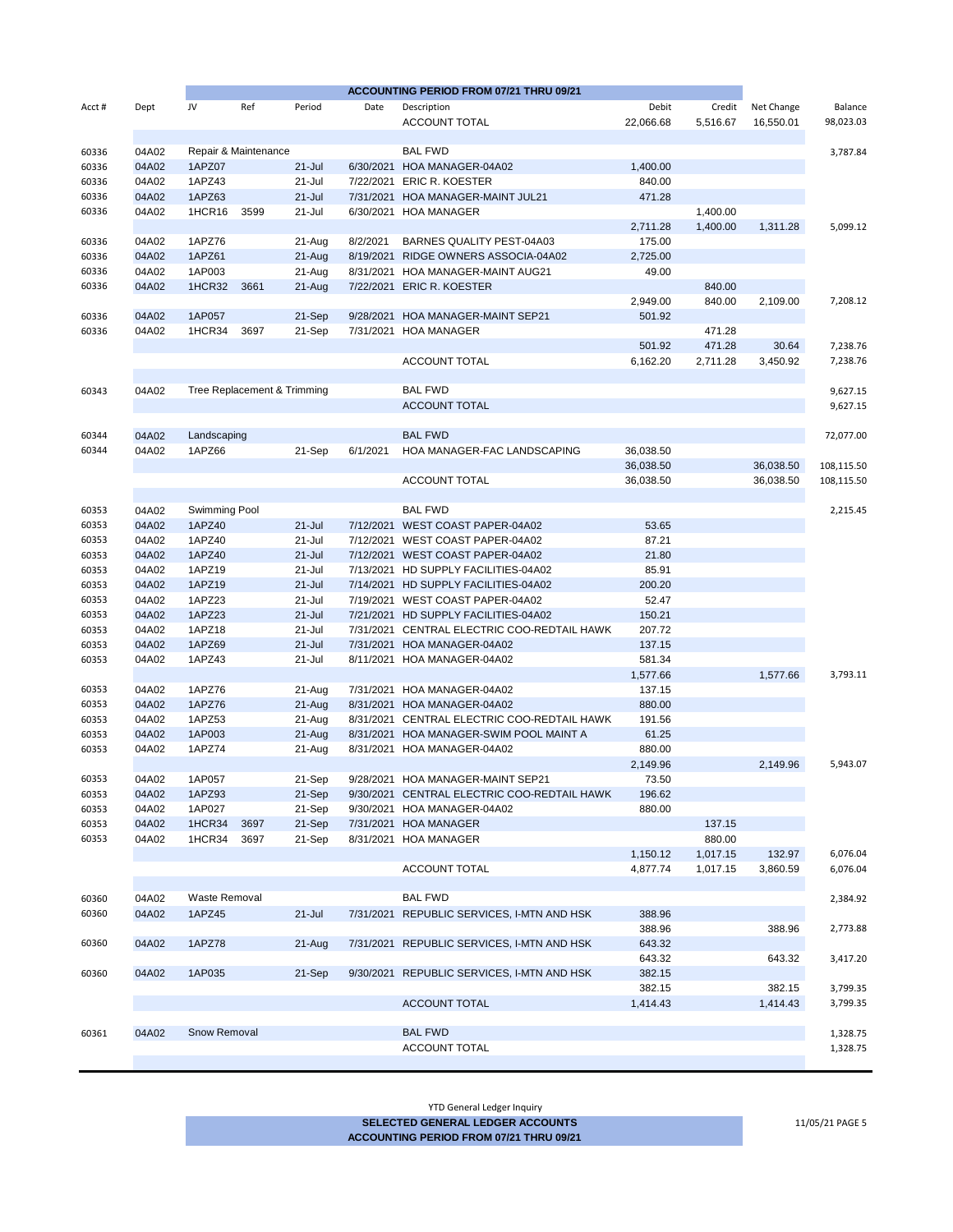| Acct # | Dept | JV | Ref | Period | Date | Description | Debit | Credit | Net Change | Balance |
|---|---|---|---|---|---|---|---|---|---|---|
| | | ACCOUNTING PERIOD FROM 07/21 THRU 09/21 | | | | | | | | |
| | | | | | | ACCOUNT TOTAL | 22,066.68 | 5,516.67 | 16,550.01 | 98,023.03 |
| 60336 | 04A02 | Repair & Maintenance | | | | BAL FWD | | | | 3,787.84 |
| 60336 | 04A02 | 1APZ07 | | 21-Jul | 6/30/2021 | HOA MANAGER-04A02 | 1,400.00 | | | |
| 60336 | 04A02 | 1APZ43 | | 21-Jul | 7/22/2021 | ERIC R. KOESTER | 840.00 | | | |
| 60336 | 04A02 | 1APZ63 | | 21-Jul | 7/31/2021 | HOA MANAGER-MAINT JUL21 | 471.28 | | | |
| 60336 | 04A02 | 1HCR16 | 3599 | 21-Jul | 6/30/2021 | HOA MANAGER | | 1,400.00 | | |
| | | | | | | | 2,711.28 | 1,400.00 | 1,311.28 | 5,099.12 |
| 60336 | 04A02 | 1APZ76 | | 21-Aug | 8/2/2021 | BARNES QUALITY PEST-04A03 | 175.00 | | | |
| 60336 | 04A02 | 1APZ61 | | 21-Aug | 8/19/2021 | RIDGE OWNERS ASSOCIA-04A02 | 2,725.00 | | | |
| 60336 | 04A02 | 1AP003 | | 21-Aug | 8/31/2021 | HOA MANAGER-MAINT AUG21 | 49.00 | | | |
| 60336 | 04A02 | 1HCR32 | 3661 | 21-Aug | 7/22/2021 | ERIC R. KOESTER | | 840.00 | | |
| | | | | | | | 2,949.00 | 840.00 | 2,109.00 | 7,208.12 |
| 60336 | 04A02 | 1AP057 | | 21-Sep | 9/28/2021 | HOA MANAGER-MAINT SEP21 | 501.92 | | | |
| 60336 | 04A02 | 1HCR34 | 3697 | 21-Sep | 7/31/2021 | HOA MANAGER | | 471.28 | | |
| | | | | | | | 501.92 | 471.28 | 30.64 | 7,238.76 |
| | | | | | | ACCOUNT TOTAL | 6,162.20 | 2,711.28 | 3,450.92 | 7,238.76 |
| 60343 | 04A02 | Tree Replacement & Trimming | | | | BAL FWD | | | | 9,627.15 |
| | | | | | | ACCOUNT TOTAL | | | | 9,627.15 |
| 60344 | 04A02 | Landscaping | | | | BAL FWD | | | | 72,077.00 |
| 60344 | 04A02 | 1APZ66 | | 21-Sep | 6/1/2021 | HOA MANAGER-FAC LANDSCAPING | 36,038.50 | | | |
| | | | | | | | 36,038.50 | | 36,038.50 | 108,115.50 |
| | | | | | | ACCOUNT TOTAL | 36,038.50 | | 36,038.50 | 108,115.50 |
| 60353 | 04A02 | Swimming Pool | | | | BAL FWD | | | | 2,215.45 |
| 60353 | 04A02 | 1APZ40 | | 21-Jul | 7/12/2021 | WEST COAST PAPER-04A02 | 53.65 | | | |
| 60353 | 04A02 | 1APZ40 | | 21-Jul | 7/12/2021 | WEST COAST PAPER-04A02 | 87.21 | | | |
| 60353 | 04A02 | 1APZ40 | | 21-Jul | 7/12/2021 | WEST COAST PAPER-04A02 | 21.80 | | | |
| 60353 | 04A02 | 1APZ19 | | 21-Jul | 7/13/2021 | HD SUPPLY FACILITIES-04A02 | 85.91 | | | |
| 60353 | 04A02 | 1APZ19 | | 21-Jul | 7/14/2021 | HD SUPPLY FACILITIES-04A02 | 200.20 | | | |
| 60353 | 04A02 | 1APZ23 | | 21-Jul | 7/19/2021 | WEST COAST PAPER-04A02 | 52.47 | | | |
| 60353 | 04A02 | 1APZ23 | | 21-Jul | 7/21/2021 | HD SUPPLY FACILITIES-04A02 | 150.21 | | | |
| 60353 | 04A02 | 1APZ18 | | 21-Jul | 7/31/2021 | CENTRAL ELECTRIC COO-REDTAIL HAWK | 207.72 | | | |
| 60353 | 04A02 | 1APZ69 | | 21-Jul | 7/31/2021 | HOA MANAGER-04A02 | 137.15 | | | |
| 60353 | 04A02 | 1APZ43 | | 21-Jul | 8/11/2021 | HOA MANAGER-04A02 | 581.34 | | | |
| | | | | | | | 1,577.66 | | 1,577.66 | 3,793.11 |
| 60353 | 04A02 | 1APZ76 | | 21-Aug | 7/31/2021 | HOA MANAGER-04A02 | 137.15 | | | |
| 60353 | 04A02 | 1APZ76 | | 21-Aug | 8/31/2021 | HOA MANAGER-04A02 | 880.00 | | | |
| 60353 | 04A02 | 1APZ53 | | 21-Aug | 8/31/2021 | CENTRAL ELECTRIC COO-REDTAIL HAWK | 191.56 | | | |
| 60353 | 04A02 | 1AP003 | | 21-Aug | 8/31/2021 | HOA MANAGER-SWIM POOL MAINT A | 61.25 | | | |
| 60353 | 04A02 | 1APZ74 | | 21-Aug | 8/31/2021 | HOA MANAGER-04A02 | 880.00 | | | |
| | | | | | | | 2,149.96 | | 2,149.96 | 5,943.07 |
| 60353 | 04A02 | 1AP057 | | 21-Sep | 9/28/2021 | HOA MANAGER-MAINT SEP21 | 73.50 | | | |
| 60353 | 04A02 | 1APZ93 | | 21-Sep | 9/30/2021 | CENTRAL ELECTRIC COO-REDTAIL HAWK | 196.62 | | | |
| 60353 | 04A02 | 1AP027 | | 21-Sep | 9/30/2021 | HOA MANAGER-04A02 | 880.00 | | | |
| 60353 | 04A02 | 1HCR34 | 3697 | 21-Sep | 7/31/2021 | HOA MANAGER | | 137.15 | | |
| 60353 | 04A02 | 1HCR34 | 3697 | 21-Sep | 8/31/2021 | HOA MANAGER | | 880.00 | | |
| | | | | | | | 1,150.12 | 1,017.15 | 132.97 | 6,076.04 |
| | | | | | | ACCOUNT TOTAL | 4,877.74 | 1,017.15 | 3,860.59 | 6,076.04 |
| 60360 | 04A02 | Waste Removal | | | | BAL FWD | | | | 2,384.92 |
| 60360 | 04A02 | 1APZ45 | | 21-Jul | 7/31/2021 | REPUBLIC SERVICES, I-MTN AND HSK | 388.96 | | | |
| | | | | | | | 388.96 | | 388.96 | 2,773.88 |
| 60360 | 04A02 | 1APZ78 | | 21-Aug | 7/31/2021 | REPUBLIC SERVICES, I-MTN AND HSK | 643.32 | | | |
| | | | | | | | 643.32 | | 643.32 | 3,417.20 |
| 60360 | 04A02 | 1AP035 | | 21-Sep | 9/30/2021 | REPUBLIC SERVICES, I-MTN AND HSK | 382.15 | | | |
| | | | | | | | 382.15 | | 382.15 | 3,799.35 |
| | | | | | | ACCOUNT TOTAL | 1,414.43 | | 1,414.43 | 3,799.35 |
| 60361 | 04A02 | Snow Removal | | | | BAL FWD | | | | 1,328.75 |
| | | | | | | ACCOUNT TOTAL | | | | 1,328.75 |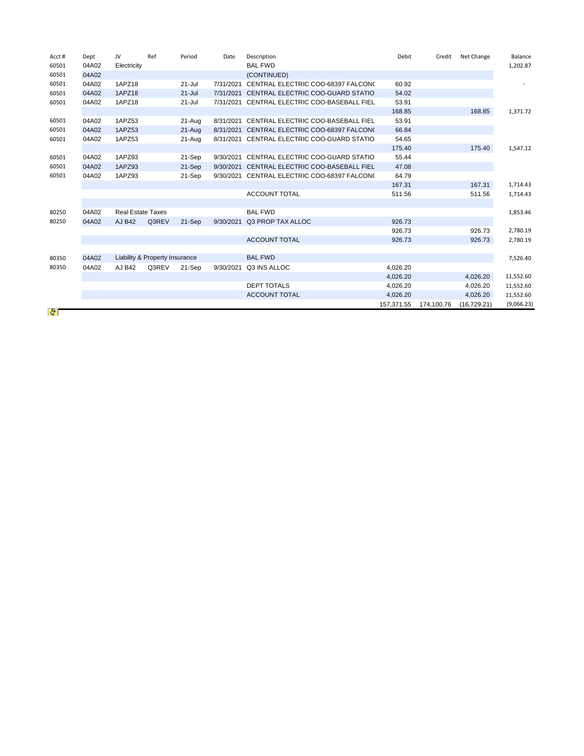| Acct # | Dept | JV | Ref | Period | Date | Description | Debit | Credit | Net Change | Balance |
|---|---|---|---|---|---|---|---|---|---|---|
| 60501 | 04A02 | Electricity | | | | BAL FWD | | | | 1,202.87 |
| 60501 | 04A02 | | | | | (CONTINUED) | | | | |
| 60501 | 04A02 | 1APZ18 | | 21-Jul | 7/31/2021 | CENTRAL ELECTRIC COO-68397 FALCON( | 60.92 | | | - |
| 60501 | 04A02 | 1APZ18 | | 21-Jul | 7/31/2021 | CENTRAL ELECTRIC COO-GUARD STATIO | 54.02 | | | |
| 60501 | 04A02 | 1APZ18 | | 21-Jul | 7/31/2021 | CENTRAL ELECTRIC COO-BASEBALL FIEL | 53.91 | | | |
| | | | | | | | 168.85 | | 168.85 | 1,371.72 |
| 60501 | 04A02 | 1APZ53 | | 21-Aug | 8/31/2021 | CENTRAL ELECTRIC COO-BASEBALL FIEL | 53.91 | | | |
| 60501 | 04A02 | 1APZ53 | | 21-Aug | 8/31/2021 | CENTRAL ELECTRIC COO-68397 FALCON( | 66.84 | | | |
| 60501 | 04A02 | 1APZ53 | | 21-Aug | 8/31/2021 | CENTRAL ELECTRIC COO-GUARD STATIO | 54.65 | | | |
| | | | | | | | 175.40 | | 175.40 | 1,547.12 |
| 60501 | 04A02 | 1APZ93 | | 21-Sep | 9/30/2021 | CENTRAL ELECTRIC COO-GUARD STATIO | 55.44 | | | |
| 60501 | 04A02 | 1APZ93 | | 21-Sep | 9/30/2021 | CENTRAL ELECTRIC COO-BASEBALL FIEL | 47.08 | | | |
| 60501 | 04A02 | 1APZ93 | | 21-Sep | 9/30/2021 | CENTRAL ELECTRIC COO-68397 FALCON( | 64.79 | | | |
| | | | | | | | 167.31 | | 167.31 | 1,714.43 |
| | | | | | | ACCOUNT TOTAL | 511.56 | | 511.56 | 1,714.43 |
| | | | | | | | | | | |
| 80250 | 04A02 | Real Estate Taxes | | | | BAL FWD | | | | 1,853.46 |
| 80250 | 04A02 | AJ B42 | Q3REV | 21-Sep | 9/30/2021 | Q3 PROP TAX ALLOC | 926.73 | | | |
| | | | | | | | 926.73 | | 926.73 | 2,780.19 |
| | | | | | | ACCOUNT TOTAL | 926.73 | | 926.73 | 2,780.19 |
| | | | | | | | | | | |
| 80350 | 04A02 | Liability & Property Insurance | | | | BAL FWD | | | | 7,526.40 |
| 80350 | 04A02 | AJ B42 | Q3REV | 21-Sep | 9/30/2021 | Q3 INS ALLOC | 4,026.20 | | | |
| | | | | | | | 4,026.20 | | 4,026.20 | 11,552.60 |
| | | | | | | DEPT TOTALS | 4,026.20 | | 4,026.20 | 11,552.60 |
| | | | | | | ACCOUNT TOTAL | 4,026.20 | | 4,026.20 | 11,552.60 |
| | | | | | | | 157,371.55 | 174,100.76 | (16,729.21) | (9,066.23) |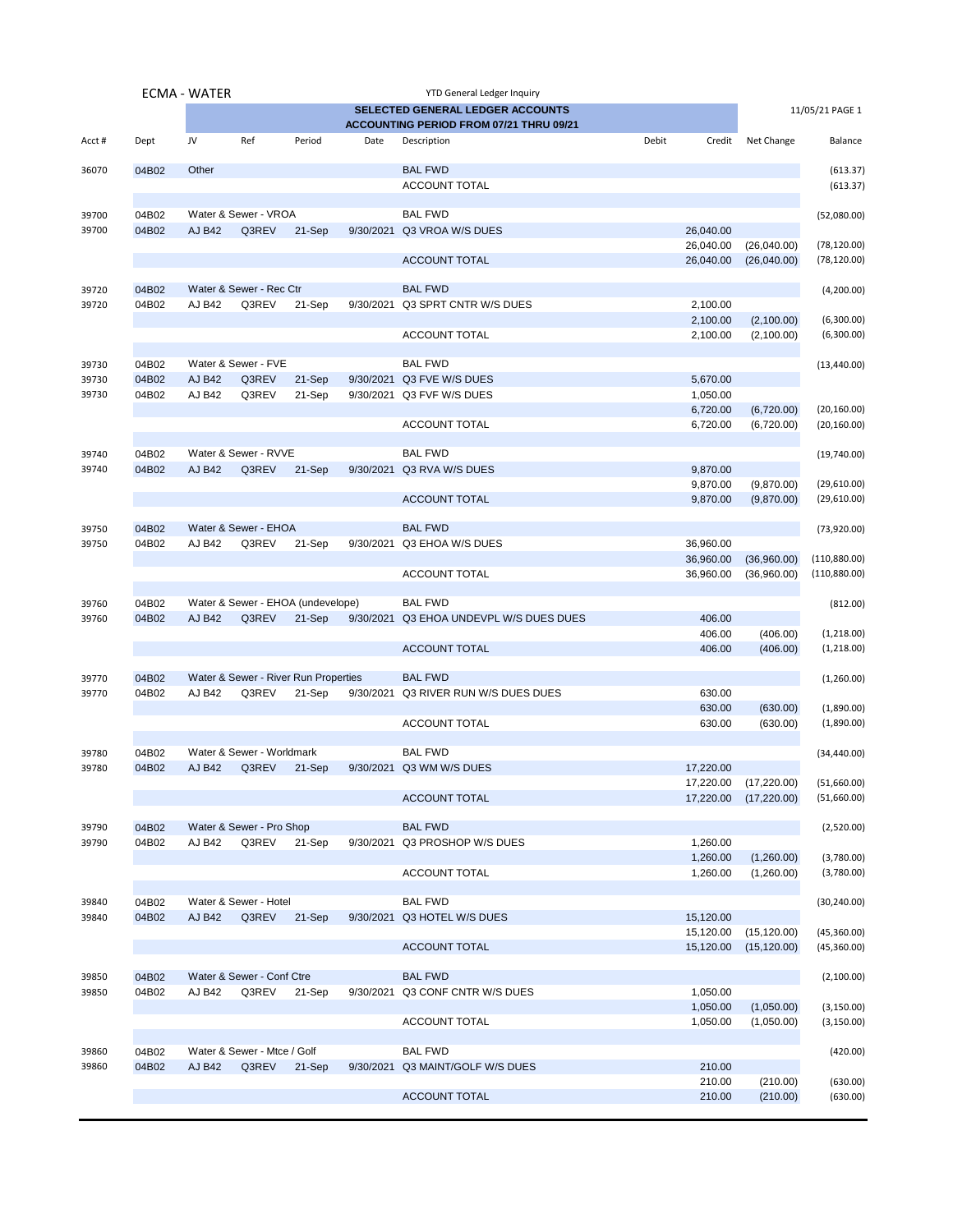ECMA - WATER

YTD General Ledger Inquiry

**SELECTED GENERAL LEDGER ACCOUNTS**
**ACCOUNTING PERIOD FROM 07/21 THRU 09/21**

11/05/21 PAGE 1

| Acct # | Dept | JV | Ref | Period | Date | Description | Debit | Credit | Net Change | Balance |
|---|---|---|---|---|---|---|---|---|---|---|
| 36070 | 04B02 | Other | | | | BAL FWD | | | | (613.37) |
| | | | | | | ACCOUNT TOTAL | | | | (613.37) |
| 39700 | 04B02 | Water & Sewer - VROA | | | | BAL FWD | | | | (52,080.00) |
| 39700 | 04B02 | AJ B42 | Q3REV | 21-Sep | 9/30/2021 | Q3 VROA W/S DUES | | 26,040.00 | | |
| | | | | | | | | 26,040.00 | (26,040.00) | (78,120.00) |
| | | | | | | ACCOUNT TOTAL | | 26,040.00 | (26,040.00) | (78,120.00) |
| 39720 | 04B02 | Water & Sewer - Rec Ctr | | | | BAL FWD | | | | (4,200.00) |
| 39720 | 04B02 | AJ B42 | Q3REV | 21-Sep | 9/30/2021 | Q3 SPRT CNTR W/S DUES | | 2,100.00 | | |
| | | | | | | | | 2,100.00 | (2,100.00) | (6,300.00) |
| | | | | | | ACCOUNT TOTAL | | 2,100.00 | (2,100.00) | (6,300.00) |
| 39730 | 04B02 | Water & Sewer - FVE | | | | BAL FWD | | | | (13,440.00) |
| 39730 | 04B02 | AJ B42 | Q3REV | 21-Sep | 9/30/2021 | Q3 FVE W/S DUES | | 5,670.00 | | |
| 39730 | 04B02 | AJ B42 | Q3REV | 21-Sep | 9/30/2021 | Q3 FVF W/S DUES | | 1,050.00 | | |
| | | | | | | | | 6,720.00 | (6,720.00) | (20,160.00) |
| | | | | | | ACCOUNT TOTAL | | 6,720.00 | (6,720.00) | (20,160.00) |
| 39740 | 04B02 | Water & Sewer - RVVE | | | | BAL FWD | | | | (19,740.00) |
| 39740 | 04B02 | AJ B42 | Q3REV | 21-Sep | 9/30/2021 | Q3 RVA W/S DUES | | 9,870.00 | | |
| | | | | | | | | 9,870.00 | (9,870.00) | (29,610.00) |
| | | | | | | ACCOUNT TOTAL | | 9,870.00 | (9,870.00) | (29,610.00) |
| 39750 | 04B02 | Water & Sewer - EHOA | | | | BAL FWD | | | | (73,920.00) |
| 39750 | 04B02 | AJ B42 | Q3REV | 21-Sep | 9/30/2021 | Q3 EHOA W/S DUES | | 36,960.00 | | |
| | | | | | | | | 36,960.00 | (36,960.00) | (110,880.00) |
| | | | | | | ACCOUNT TOTAL | | 36,960.00 | (36,960.00) | (110,880.00) |
| 39760 | 04B02 | Water & Sewer - EHOA (undevelope) | | | | BAL FWD | | | | (812.00) |
| 39760 | 04B02 | AJ B42 | Q3REV | 21-Sep | 9/30/2021 | Q3 EHOA UNDEVPL W/S DUES DUES | | 406.00 | | |
| | | | | | | | | 406.00 | (406.00) | (1,218.00) |
| | | | | | | ACCOUNT TOTAL | | 406.00 | (406.00) | (1,218.00) |
| 39770 | 04B02 | Water & Sewer - River Run Properties | | | | BAL FWD | | | | (1,260.00) |
| 39770 | 04B02 | AJ B42 | Q3REV | 21-Sep | 9/30/2021 | Q3 RIVER RUN W/S DUES DUES | | 630.00 | | |
| | | | | | | | | 630.00 | (630.00) | (1,890.00) |
| | | | | | | ACCOUNT TOTAL | | 630.00 | (630.00) | (1,890.00) |
| 39780 | 04B02 | Water & Sewer - Worldmark | | | | BAL FWD | | | | (34,440.00) |
| 39780 | 04B02 | AJ B42 | Q3REV | 21-Sep | 9/30/2021 | Q3 WM W/S DUES | | 17,220.00 | | |
| | | | | | | | | 17,220.00 | (17,220.00) | (51,660.00) |
| | | | | | | ACCOUNT TOTAL | | 17,220.00 | (17,220.00) | (51,660.00) |
| 39790 | 04B02 | Water & Sewer - Pro Shop | | | | BAL FWD | | | | (2,520.00) |
| 39790 | 04B02 | AJ B42 | Q3REV | 21-Sep | 9/30/2021 | Q3 PROSHOP W/S DUES | | 1,260.00 | | |
| | | | | | | | | 1,260.00 | (1,260.00) | (3,780.00) |
| | | | | | | ACCOUNT TOTAL | | 1,260.00 | (1,260.00) | (3,780.00) |
| 39840 | 04B02 | Water & Sewer - Hotel | | | | BAL FWD | | | | (30,240.00) |
| 39840 | 04B02 | AJ B42 | Q3REV | 21-Sep | 9/30/2021 | Q3 HOTEL W/S DUES | | 15,120.00 | | |
| | | | | | | | | 15,120.00 | (15,120.00) | (45,360.00) |
| | | | | | | ACCOUNT TOTAL | | 15,120.00 | (15,120.00) | (45,360.00) |
| 39850 | 04B02 | Water & Sewer - Conf Ctre | | | | BAL FWD | | | | (2,100.00) |
| 39850 | 04B02 | AJ B42 | Q3REV | 21-Sep | 9/30/2021 | Q3 CONF CNTR W/S DUES | | 1,050.00 | | |
| | | | | | | | | 1,050.00 | (1,050.00) | (3,150.00) |
| | | | | | | ACCOUNT TOTAL | | 1,050.00 | (1,050.00) | (3,150.00) |
| 39860 | 04B02 | Water & Sewer - Mtce / Golf | | | | BAL FWD | | | | (420.00) |
| 39860 | 04B02 | AJ B42 | Q3REV | 21-Sep | 9/30/2021 | Q3 MAINT/GOLF W/S DUES | | 210.00 | | |
| | | | | | | | | 210.00 | (210.00) | (630.00) |
| | | | | | | ACCOUNT TOTAL | | 210.00 | (210.00) | (630.00) |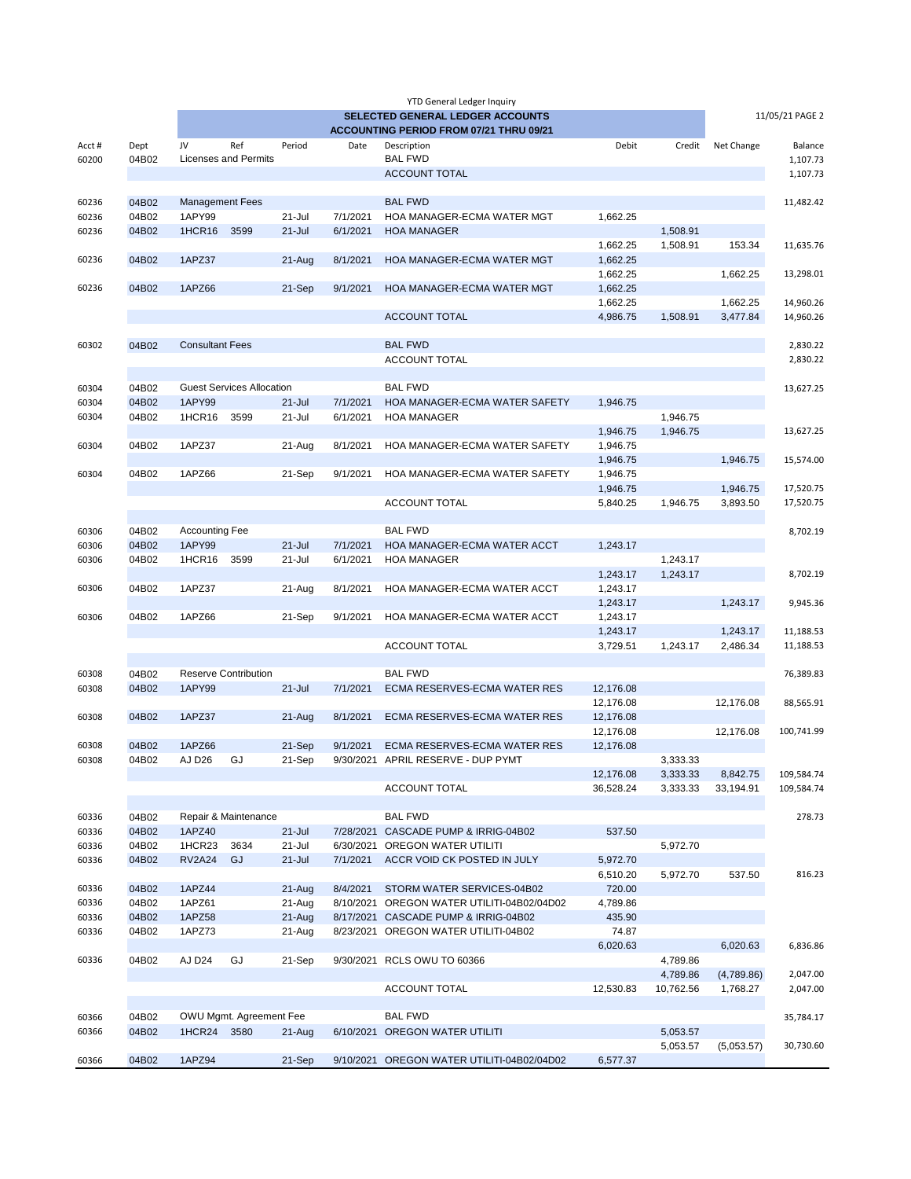YTD General Ledger Inquiry

**SELECTED GENERAL LEDGER ACCOUNTS**
**ACCOUNTING PERIOD FROM 07/21 THRU 09/21**

11/05/21 PAGE 2

| Acct # | Dept | JV | Ref | Period | Date | Description | Debit | Credit | Net Change | Balance |
|---|---|---|---|---|---|---|---|---|---|---|
| 60200 | 04B02 | Licenses and Permits | | | | BAL FWD | | | | 1,107.73 |
| | | | | | | ACCOUNT TOTAL | | | | 1,107.73 |
| | | | | | | | | | | |
| 60236 | 04B02 | Management Fees | | | | BAL FWD | | | | 11,482.42 |
| 60236 | 04B02 | 1APY99 | | 21-Jul | 7/1/2021 | HOA MANAGER-ECMA WATER MGT | 1,662.25 | | | |
| 60236 | 04B02 | 1HCR16 | 3599 | 21-Jul | 6/1/2021 | HOA MANAGER | | 1,508.91 | | |
| | | | | | | | 1,662.25 | 1,508.91 | 153.34 | 11,635.76 |
| 60236 | 04B02 | 1APZ37 | | 21-Aug | 8/1/2021 | HOA MANAGER-ECMA WATER MGT | 1,662.25 | | | |
| | | | | | | | 1,662.25 | | 1,662.25 | 13,298.01 |
| 60236 | 04B02 | 1APZ66 | | 21-Sep | 9/1/2021 | HOA MANAGER-ECMA WATER MGT | 1,662.25 | | | |
| | | | | | | | 1,662.25 | | 1,662.25 | 14,960.26 |
| | | | | | | ACCOUNT TOTAL | 4,986.75 | 1,508.91 | 3,477.84 | 14,960.26 |
| | | | | | | | | | | |
| 60302 | 04B02 | Consultant Fees | | | | BAL FWD | | | | 2,830.22 |
| | | | | | | ACCOUNT TOTAL | | | | 2,830.22 |
| | | | | | | | | | | |
| 60304 | 04B02 | Guest Services Allocation | | | | BAL FWD | | | | 13,627.25 |
| 60304 | 04B02 | 1APY99 | | 21-Jul | 7/1/2021 | HOA MANAGER-ECMA WATER SAFETY | 1,946.75 | | | |
| 60304 | 04B02 | 1HCR16 | 3599 | 21-Jul | 6/1/2021 | HOA MANAGER | | 1,946.75 | | |
| | | | | | | | 1,946.75 | 1,946.75 | | 13,627.25 |
| 60304 | 04B02 | 1APZ37 | | 21-Aug | 8/1/2021 | HOA MANAGER-ECMA WATER SAFETY | 1,946.75 | | | |
| | | | | | | | 1,946.75 | | 1,946.75 | 15,574.00 |
| 60304 | 04B02 | 1APZ66 | | 21-Sep | 9/1/2021 | HOA MANAGER-ECMA WATER SAFETY | 1,946.75 | | | |
| | | | | | | | 1,946.75 | | 1,946.75 | 17,520.75 |
| | | | | | | ACCOUNT TOTAL | 5,840.25 | 1,946.75 | 3,893.50 | 17,520.75 |
| | | | | | | | | | | |
| 60306 | 04B02 | Accounting Fee | | | | BAL FWD | | | | 8,702.19 |
| 60306 | 04B02 | 1APY99 | | 21-Jul | 7/1/2021 | HOA MANAGER-ECMA WATER ACCT | 1,243.17 | | | |
| 60306 | 04B02 | 1HCR16 | 3599 | 21-Jul | 6/1/2021 | HOA MANAGER | | 1,243.17 | | |
| | | | | | | | 1,243.17 | 1,243.17 | | 8,702.19 |
| 60306 | 04B02 | 1APZ37 | | 21-Aug | 8/1/2021 | HOA MANAGER-ECMA WATER ACCT | 1,243.17 | | | |
| | | | | | | | 1,243.17 | | 1,243.17 | 9,945.36 |
| 60306 | 04B02 | 1APZ66 | | 21-Sep | 9/1/2021 | HOA MANAGER-ECMA WATER ACCT | 1,243.17 | | | |
| | | | | | | | 1,243.17 | | 1,243.17 | 11,188.53 |
| | | | | | | ACCOUNT TOTAL | 3,729.51 | 1,243.17 | 2,486.34 | 11,188.53 |
| | | | | | | | | | | |
| 60308 | 04B02 | Reserve Contribution | | | | BAL FWD | | | | 76,389.83 |
| 60308 | 04B02 | 1APY99 | | 21-Jul | 7/1/2021 | ECMA RESERVES-ECMA WATER RES | 12,176.08 | | | |
| | | | | | | | 12,176.08 | | 12,176.08 | 88,565.91 |
| 60308 | 04B02 | 1APZ37 | | 21-Aug | 8/1/2021 | ECMA RESERVES-ECMA WATER RES | 12,176.08 | | | |
| | | | | | | | 12,176.08 | | 12,176.08 | 100,741.99 |
| 60308 | 04B02 | 1APZ66 | | 21-Sep | 9/1/2021 | ECMA RESERVES-ECMA WATER RES | 12,176.08 | | | |
| 60308 | 04B02 | AJ D26 | GJ | 21-Sep | 9/30/2021 | APRIL RESERVE - DUP PYMT | | 3,333.33 | | |
| | | | | | | | 12,176.08 | 3,333.33 | 8,842.75 | 109,584.74 |
| | | | | | | ACCOUNT TOTAL | 36,528.24 | 3,333.33 | 33,194.91 | 109,584.74 |
| | | | | | | | | | | |
| 60336 | 04B02 | Repair & Maintenance | | | | BAL FWD | | | | 278.73 |
| 60336 | 04B02 | 1APZ40 | | 21-Jul | 7/28/2021 | CASCADE PUMP & IRRIG-04B02 | 537.50 | | | |
| 60336 | 04B02 | 1HCR23 | 3634 | 21-Jul | 6/30/2021 | OREGON WATER UTILITI | | 5,972.70 | | |
| 60336 | 04B02 | RV2A24 | GJ | 21-Jul | 7/1/2021 | ACCR VOID CK POSTED IN JULY | 5,972.70 | | | |
| | | | | | | | 6,510.20 | 5,972.70 | 537.50 | 816.23 |
| 60336 | 04B02 | 1APZ44 | | 21-Aug | 8/4/2021 | STORM WATER SERVICES-04B02 | 720.00 | | | |
| 60336 | 04B02 | 1APZ61 | | 21-Aug | 8/10/2021 | OREGON WATER UTILITI-04B02/04D02 | 4,789.86 | | | |
| 60336 | 04B02 | 1APZ58 | | 21-Aug | 8/17/2021 | CASCADE PUMP & IRRIG-04B02 | 435.90 | | | |
| 60336 | 04B02 | 1APZ73 | | 21-Aug | 8/23/2021 | OREGON WATER UTILITI-04B02 | 74.87 | | | |
| | | | | | | | 6,020.63 | | 6,020.63 | 6,836.86 |
| 60336 | 04B02 | AJ D24 | GJ | 21-Sep | 9/30/2021 | RCLS OWU TO 60366 | | 4,789.86 | | |
| | | | | | | | | 4,789.86 | (4,789.86) | 2,047.00 |
| | | | | | | ACCOUNT TOTAL | 12,530.83 | 10,762.56 | 1,768.27 | 2,047.00 |
| | | | | | | | | | | |
| 60366 | 04B02 | OWU Mgmt. Agreement Fee | | | | BAL FWD | | | | 35,784.17 |
| 60366 | 04B02 | 1HCR24 | 3580 | 21-Aug | 6/10/2021 | OREGON WATER UTILITI | | 5,053.57 | | |
| | | | | | | | | 5,053.57 | (5,053.57) | 30,730.60 |
| 60366 | 04B02 | 1APZ94 | | 21-Sep | 9/10/2021 | OREGON WATER UTILITI-04B02/04D02 | 6,577.37 | | | |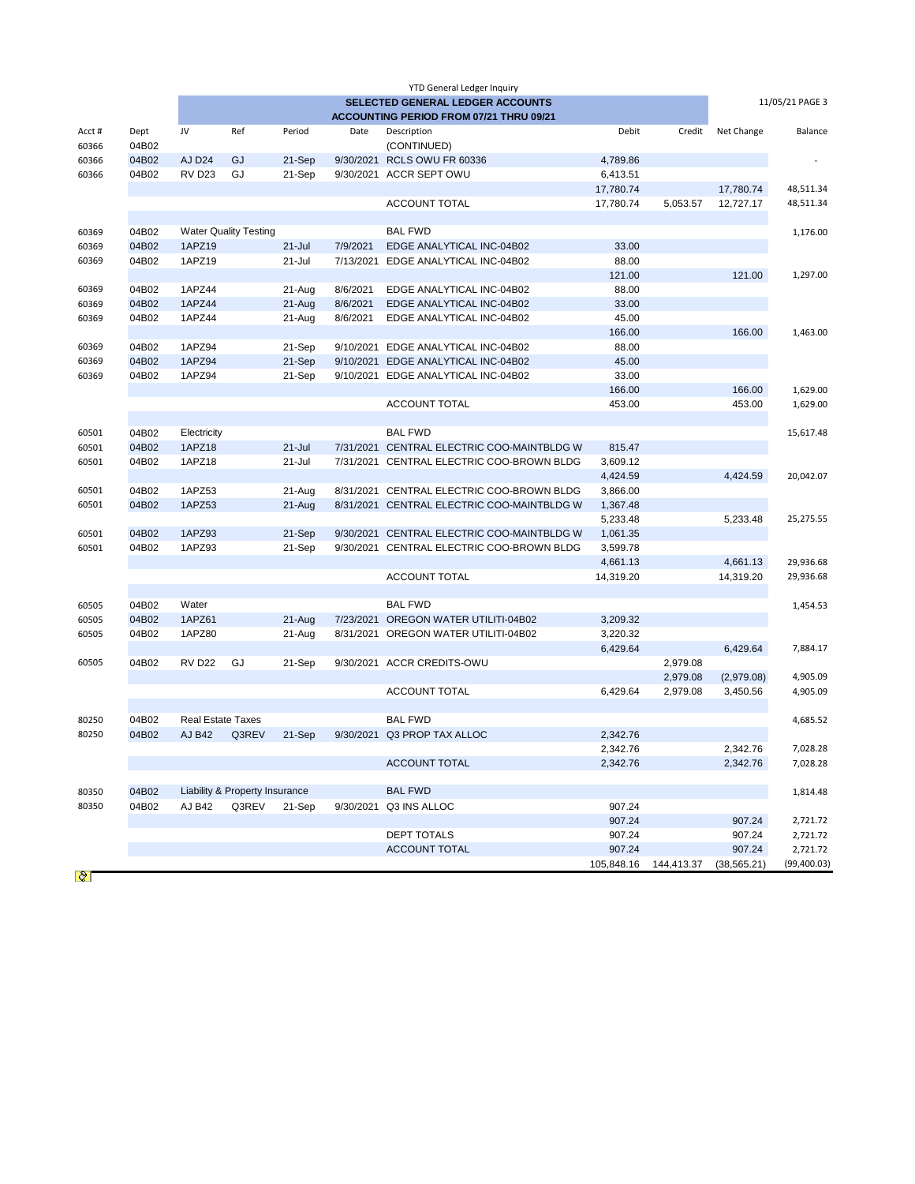YTD General Ledger Inquiry

**SELECTED GENERAL LEDGER ACCOUNTS**
**ACCOUNTING PERIOD FROM 07/21 THRU 09/21**

11/05/21 PAGE 3

| Acct # | Dept | JV | Ref | Period | Date | Description | Debit | Credit | Net Change | Balance |
|---|---|---|---|---|---|---|---|---|---|---|
| 60366 | 04B02 | | | | | (CONTINUED) | | | | |
| 60366 | 04B02 | AJ D24 | GJ | 21-Sep | 9/30/2021 | RCLS OWU FR 60336 | 4,789.86 | | | - |
| 60366 | 04B02 | RV D23 | GJ | 21-Sep | 9/30/2021 | ACCR SEPT OWU | 6,413.51 | | | |
| | | | | | | | 17,780.74 | | 17,780.74 | 48,511.34 |
| | | | | | | ACCOUNT TOTAL | 17,780.74 | 5,053.57 | 12,727.17 | 48,511.34 |
| | | | | | | | | | | |
| 60369 | 04B02 | Water Quality Testing | | | | BAL FWD | | | | 1,176.00 |
| 60369 | 04B02 | 1APZ19 | | 21-Jul | 7/9/2021 | EDGE ANALYTICAL INC-04B02 | 33.00 | | | |
| 60369 | 04B02 | 1APZ19 | | 21-Jul | 7/13/2021 | EDGE ANALYTICAL INC-04B02 | 88.00 | | | |
| | | | | | | | 121.00 | | 121.00 | 1,297.00 |
| 60369 | 04B02 | 1APZ44 | | 21-Aug | 8/6/2021 | EDGE ANALYTICAL INC-04B02 | 88.00 | | | |
| 60369 | 04B02 | 1APZ44 | | 21-Aug | 8/6/2021 | EDGE ANALYTICAL INC-04B02 | 33.00 | | | |
| 60369 | 04B02 | 1APZ44 | | 21-Aug | 8/6/2021 | EDGE ANALYTICAL INC-04B02 | 45.00 | | | |
| | | | | | | | 166.00 | | 166.00 | 1,463.00 |
| 60369 | 04B02 | 1APZ94 | | 21-Sep | 9/10/2021 | EDGE ANALYTICAL INC-04B02 | 88.00 | | | |
| 60369 | 04B02 | 1APZ94 | | 21-Sep | 9/10/2021 | EDGE ANALYTICAL INC-04B02 | 45.00 | | | |
| 60369 | 04B02 | 1APZ94 | | 21-Sep | 9/10/2021 | EDGE ANALYTICAL INC-04B02 | 33.00 | | | |
| | | | | | | | 166.00 | | 166.00 | 1,629.00 |
| | | | | | | ACCOUNT TOTAL | 453.00 | | 453.00 | 1,629.00 |
| | | | | | | | | | | |
| 60501 | 04B02 | Electricity | | | | BAL FWD | | | | 15,617.48 |
| 60501 | 04B02 | 1APZ18 | | 21-Jul | 7/31/2021 | CENTRAL ELECTRIC COO-MAINTBLDG W | 815.47 | | | |
| 60501 | 04B02 | 1APZ18 | | 21-Jul | 7/31/2021 | CENTRAL ELECTRIC COO-BROWN BLDG | 3,609.12 | | | |
| | | | | | | | 4,424.59 | | 4,424.59 | 20,042.07 |
| 60501 | 04B02 | 1APZ53 | | 21-Aug | 8/31/2021 | CENTRAL ELECTRIC COO-BROWN BLDG | 3,866.00 | | | |
| 60501 | 04B02 | 1APZ53 | | 21-Aug | 8/31/2021 | CENTRAL ELECTRIC COO-MAINTBLDG W | 1,367.48 | | | |
| | | | | | | | 5,233.48 | | 5,233.48 | 25,275.55 |
| 60501 | 04B02 | 1APZ93 | | 21-Sep | 9/30/2021 | CENTRAL ELECTRIC COO-MAINTBLDG W | 1,061.35 | | | |
| 60501 | 04B02 | 1APZ93 | | 21-Sep | 9/30/2021 | CENTRAL ELECTRIC COO-BROWN BLDG | 3,599.78 | | | |
| | | | | | | | 4,661.13 | | 4,661.13 | 29,936.68 |
| | | | | | | ACCOUNT TOTAL | 14,319.20 | | 14,319.20 | 29,936.68 |
| | | | | | | | | | | |
| 60505 | 04B02 | Water | | | | BAL FWD | | | | 1,454.53 |
| 60505 | 04B02 | 1APZ61 | | 21-Aug | 7/23/2021 | OREGON WATER UTILITI-04B02 | 3,209.32 | | | |
| 60505 | 04B02 | 1APZ80 | | 21-Aug | 8/31/2021 | OREGON WATER UTILITI-04B02 | 3,220.32 | | | |
| | | | | | | | 6,429.64 | | 6,429.64 | 7,884.17 |
| 60505 | 04B02 | RV D22 | GJ | 21-Sep | 9/30/2021 | ACCR CREDITS-OWU | | 2,979.08 | | |
| | | | | | | | | 2,979.08 | (2,979.08) | 4,905.09 |
| | | | | | | ACCOUNT TOTAL | 6,429.64 | 2,979.08 | 3,450.56 | 4,905.09 |
| | | | | | | | | | | |
| 80250 | 04B02 | Real Estate Taxes | | | | BAL FWD | | | | 4,685.52 |
| 80250 | 04B02 | AJ B42 | Q3REV | 21-Sep | 9/30/2021 | Q3 PROP TAX ALLOC | 2,342.76 | | | |
| | | | | | | | 2,342.76 | | 2,342.76 | 7,028.28 |
| | | | | | | ACCOUNT TOTAL | 2,342.76 | | 2,342.76 | 7,028.28 |
| | | | | | | | | | | |
| 80350 | 04B02 | Liability & Property Insurance | | | | BAL FWD | | | | 1,814.48 |
| 80350 | 04B02 | AJ B42 | Q3REV | 21-Sep | 9/30/2021 | Q3 INS ALLOC | 907.24 | | | |
| | | | | | | | 907.24 | | 907.24 | 2,721.72 |
| | | | | | | DEPT TOTALS | 907.24 | | 907.24 | 2,721.72 |
| | | | | | | ACCOUNT TOTAL | 907.24 | | 907.24 | 2,721.72 |
| | | | | | | | 105,848.16 | 144,413.37 | (38,565.21) | (99,400.03) |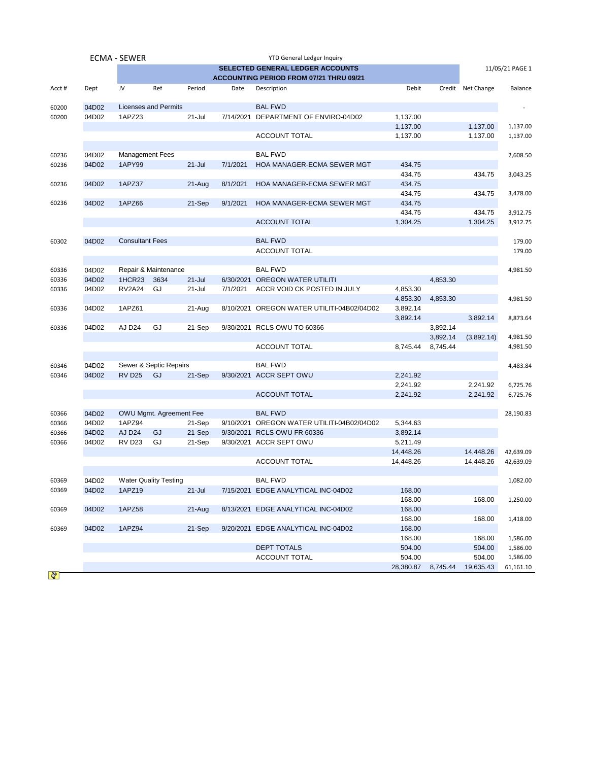ECMA - SEWER

YTD General Ledger Inquiry

**SELECTED GENERAL LEDGER ACCOUNTS**
**ACCOUNTING PERIOD FROM 07/21 THRU 09/21**

11/05/21 PAGE 1

| Acct # | Dept | JV | Ref | Period | Date | Description | Debit | Credit | Net Change | Balance |
|---|---|---|---|---|---|---|---|---|---|---|
| 60200 | 04D02 | Licenses and Permits | | | | BAL FWD | | | | - |
| 60200 | 04D02 | 1APZ23 | | 21-Jul | 7/14/2021 | DEPARTMENT OF ENVIRO-04D02 | 1,137.00 | | | |
| | | | | | | | 1,137.00 | | 1,137.00 | 1,137.00 |
| | | | | | | ACCOUNT TOTAL | 1,137.00 | | 1,137.00 | 1,137.00 |
| 60236 | 04D02 | Management Fees | | | | BAL FWD | | | | 2,608.50 |
| 60236 | 04D02 | 1APY99 | | 21-Jul | 7/1/2021 | HOA MANAGER-ECMA SEWER MGT | 434.75 | | | |
| | | | | | | | 434.75 | | 434.75 | 3,043.25 |
| 60236 | 04D02 | 1APZ37 | | 21-Aug | 8/1/2021 | HOA MANAGER-ECMA SEWER MGT | 434.75 | | | |
| | | | | | | | 434.75 | | 434.75 | 3,478.00 |
| 60236 | 04D02 | 1APZ66 | | 21-Sep | 9/1/2021 | HOA MANAGER-ECMA SEWER MGT | 434.75 | | | |
| | | | | | | | 434.75 | | 434.75 | 3,912.75 |
| | | | | | | ACCOUNT TOTAL | 1,304.25 | | 1,304.25 | 3,912.75 |
| 60302 | 04D02 | Consultant Fees | | | | BAL FWD | | | | 179.00 |
| | | | | | | ACCOUNT TOTAL | | | | 179.00 |
| 60336 | 04D02 | Repair & Maintenance | | | | BAL FWD | | | | 4,981.50 |
| 60336 | 04D02 | 1HCR23 | 3634 | 21-Jul | 6/30/2021 | OREGON WATER UTILITI | | 4,853.30 | | |
| 60336 | 04D02 | RV2A24 | GJ | 21-Jul | 7/1/2021 | ACCR VOID CK POSTED IN JULY | 4,853.30 | | | |
| | | | | | | | 4,853.30 | 4,853.30 | | 4,981.50 |
| 60336 | 04D02 | 1APZ61 | | 21-Aug | 8/10/2021 | OREGON WATER UTILITI-04B02/04D02 | 3,892.14 | | | |
| | | | | | | | 3,892.14 | | 3,892.14 | 8,873.64 |
| 60336 | 04D02 | AJ D24 | GJ | 21-Sep | 9/30/2021 | RCLS OWU TO 60366 | | 3,892.14 | | |
| | | | | | | | | 3,892.14 | (3,892.14) | 4,981.50 |
| | | | | | | ACCOUNT TOTAL | 8,745.44 | 8,745.44 | | 4,981.50 |
| 60346 | 04D02 | Sewer & Septic Repairs | | | | BAL FWD | | | | 4,483.84 |
| 60346 | 04D02 | RV D25 | GJ | 21-Sep | 9/30/2021 | ACCR SEPT OWU | 2,241.92 | | | |
| | | | | | | | 2,241.92 | | 2,241.92 | 6,725.76 |
| | | | | | | ACCOUNT TOTAL | 2,241.92 | | 2,241.92 | 6,725.76 |
| 60366 | 04D02 | OWU Mgmt. Agreement Fee | | | | BAL FWD | | | | 28,190.83 |
| 60366 | 04D02 | 1APZ94 | | 21-Sep | 9/10/2021 | OREGON WATER UTILITI-04B02/04D02 | 5,344.63 | | | |
| 60366 | 04D02 | AJ D24 | GJ | 21-Sep | 9/30/2021 | RCLS OWU FR 60336 | 3,892.14 | | | |
| 60366 | 04D02 | RV D23 | GJ | 21-Sep | 9/30/2021 | ACCR SEPT OWU | 5,211.49 | | | |
| | | | | | | | 14,448.26 | | 14,448.26 | 42,639.09 |
| | | | | | | ACCOUNT TOTAL | 14,448.26 | | 14,448.26 | 42,639.09 |
| 60369 | 04D02 | Water Quality Testing | | | | BAL FWD | | | | 1,082.00 |
| 60369 | 04D02 | 1APZ19 | | 21-Jul | 7/15/2021 | EDGE ANALYTICAL INC-04D02 | 168.00 | | | |
| | | | | | | | 168.00 | | 168.00 | 1,250.00 |
| 60369 | 04D02 | 1APZ58 | | 21-Aug | 8/13/2021 | EDGE ANALYTICAL INC-04D02 | 168.00 | | | |
| | | | | | | | 168.00 | | 168.00 | 1,418.00 |
| 60369 | 04D02 | 1APZ94 | | 21-Sep | 9/20/2021 | EDGE ANALYTICAL INC-04D02 | 168.00 | | | |
| | | | | | | | 168.00 | | 168.00 | 1,586.00 |
| | | | | | | DEPT TOTALS | 504.00 | | 504.00 | 1,586.00 |
| | | | | | | ACCOUNT TOTAL | 504.00 | | 504.00 | 1,586.00 |
| | | | | | | | 28,380.87 | 8,745.44 | 19,635.43 | 61,161.10 |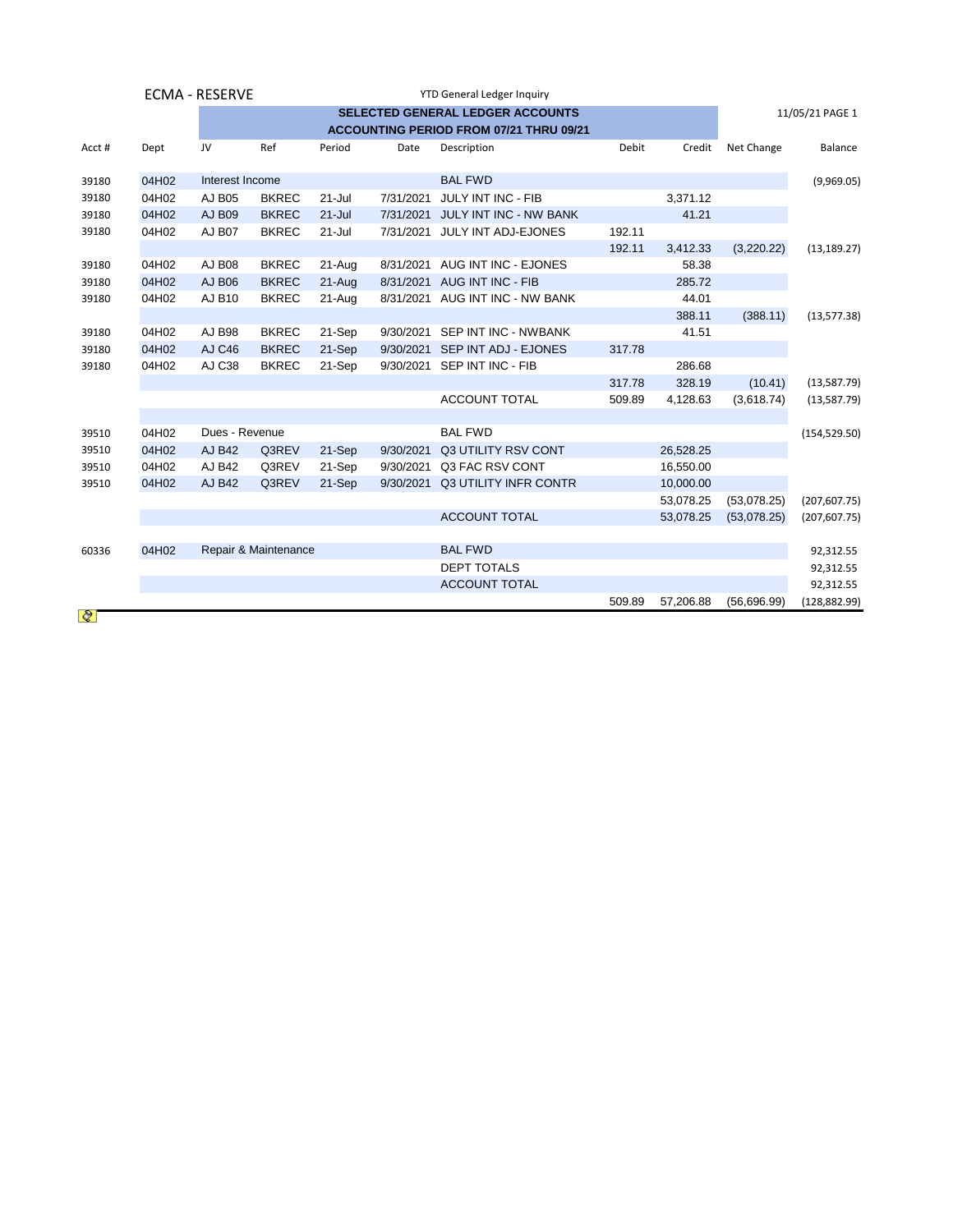ECMA - RESERVE

YTD General Ledger Inquiry

**SELECTED GENERAL LEDGER ACCOUNTS**

**ACCOUNTING PERIOD FROM 07/21 THRU 09/21**

11/05/21 PAGE 1

| Acct # | Dept | JV | Ref | Period | Date | Description | Debit | Credit | Net Change | Balance |
|---|---|---|---|---|---|---|---|---|---|---|
| 39180 | 04H02 | Interest Income | | | | BAL FWD | | | | (9,969.05) |
| 39180 | 04H02 | AJ B05 | BKREC | 21-Jul | 7/31/2021 | JULY INT INC - FIB | | 3,371.12 | | |
| 39180 | 04H02 | AJ B09 | BKREC | 21-Jul | 7/31/2021 | JULY INT INC - NW BANK | | 41.21 | | |
| 39180 | 04H02 | AJ B07 | BKREC | 21-Jul | 7/31/2021 | JULY INT ADJ-EJONES | 192.11 | | | |
| | | | | | | | 192.11 | 3,412.33 | (3,220.22) | (13,189.27) |
| 39180 | 04H02 | AJ B08 | BKREC | 21-Aug | 8/31/2021 | AUG INT INC - EJONES | | 58.38 | | |
| 39180 | 04H02 | AJ B06 | BKREC | 21-Aug | 8/31/2021 | AUG INT INC - FIB | | 285.72 | | |
| 39180 | 04H02 | AJ B10 | BKREC | 21-Aug | 8/31/2021 | AUG INT INC - NW BANK | | 44.01 | | |
| | | | | | | | | 388.11 | (388.11) | (13,577.38) |
| 39180 | 04H02 | AJ B98 | BKREC | 21-Sep | 9/30/2021 | SEP INT INC - NWBANK | | 41.51 | | |
| 39180 | 04H02 | AJ C46 | BKREC | 21-Sep | 9/30/2021 | SEP INT ADJ - EJONES | 317.78 | | | |
| 39180 | 04H02 | AJ C38 | BKREC | 21-Sep | 9/30/2021 | SEP INT INC - FIB | | 286.68 | | |
| | | | | | | | 317.78 | 328.19 | (10.41) | (13,587.79) |
| | | | | | | ACCOUNT TOTAL | 509.89 | 4,128.63 | (3,618.74) | (13,587.79) |
| | | | | | | | | | | |
| 39510 | 04H02 | Dues - Revenue | | | | BAL FWD | | | | (154,529.50) |
| 39510 | 04H02 | AJ B42 | Q3REV | 21-Sep | 9/30/2021 | Q3 UTILITY RSV CONT | | 26,528.25 | | |
| 39510 | 04H02 | AJ B42 | Q3REV | 21-Sep | 9/30/2021 | Q3 FAC RSV CONT | | 16,550.00 | | |
| 39510 | 04H02 | AJ B42 | Q3REV | 21-Sep | 9/30/2021 | Q3 UTILITY INFR CONTR | | 10,000.00 | | |
| | | | | | | | | 53,078.25 | (53,078.25) | (207,607.75) |
| | | | | | | ACCOUNT TOTAL | | 53,078.25 | (53,078.25) | (207,607.75) |
| | | | | | | | | | | |
| 60336 | 04H02 | Repair & Maintenance | | | | BAL FWD | | | | 92,312.55 |
| | | | | | | DEPT TOTALS | | | | 92,312.55 |
| | | | | | | ACCOUNT TOTAL | | | | 92,312.55 |
| | | | | | | | 509.89 | 57,206.88 | (56,696.99) | (128,882.99) |